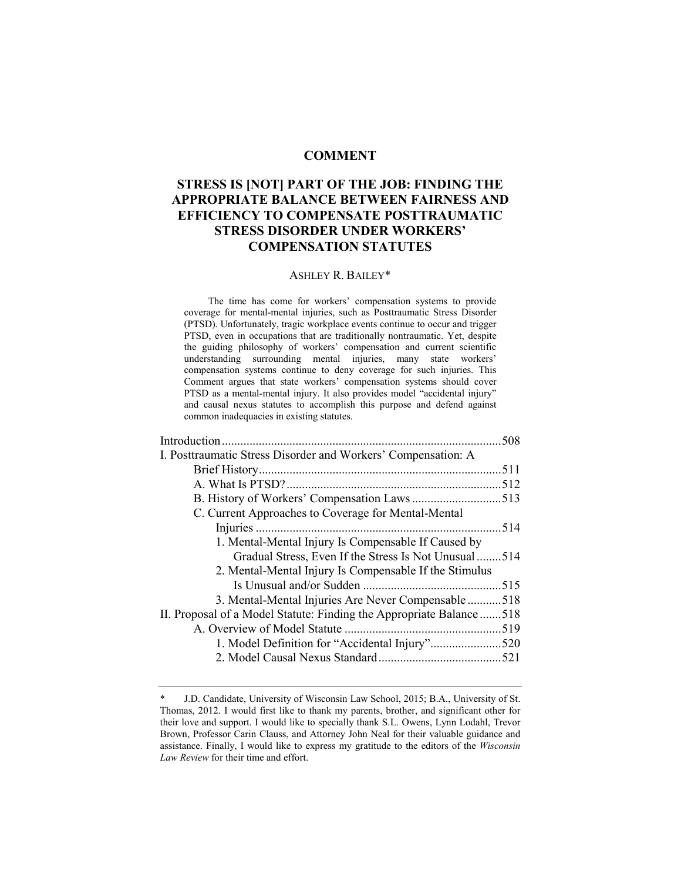## COMMENT

# STRESS IS [NOT] PART OF THE JOB: FINDING THE APPROPRIATE BALANCE BETWEEN FAIRNESS AND EFFICIENCY TO COMPENSATE POSTTRAUMATIC STRESS DISORDER UNDER WORKERS' COMPENSATION STATUTES

ASHLEY R. BAILEY*

The time has come for workers' compensation systems to provide coverage for mental-mental injuries, such as Posttraumatic Stress Disorder (PTSD). Unfortunately, tragic workplace events continue to occur and trigger PTSD, even in occupations that are traditionally nontraumatic. Yet, despite the guiding philosophy of workers' compensation and current scientific understanding surrounding mental injuries, many state workers' compensation systems continue to deny coverage for such injuries. This Comment argues that state workers' compensation systems should cover PTSD as a mental-mental injury. It also provides model "accidental injury" and causal nexus statutes to accomplish this purpose and defend against common inadequacies in existing statutes.

- Introduction .......... 508
- I. Posttraumatic Stress Disorder and Workers' Compensation: A Brief History .......... 511
  - A. What Is PTSD? .......... 512
  - B. History of Workers' Compensation Laws .......... 513
  - C. Current Approaches to Coverage for Mental-Mental Injuries .......... 514
    - 1. Mental-Mental Injury Is Compensable If Caused by Gradual Stress, Even If the Stress Is Not Unusual .......... 514
    - 2. Mental-Mental Injury Is Compensable If the Stimulus Is Unusual and/or Sudden .......... 515
    - 3. Mental-Mental Injuries Are Never Compensable .......... 518
- II. Proposal of a Model Statute: Finding the Appropriate Balance .......... 518
  - A. Overview of Model Statute .......... 519
    - 1. Model Definition for "Accidental Injury" .......... 520
    - 2. Model Causal Nexus Standard .......... 521

---

\* J.D. Candidate, University of Wisconsin Law School, 2015; B.A., University of St. Thomas, 2012. I would first like to thank my parents, brother, and significant other for their love and support. I would like to specially thank S.L. Owens, Lynn Lodahl, Trevor Brown, Professor Carin Clauss, and Attorney John Neal for their valuable guidance and assistance. Finally, I would like to express my gratitude to the editors of the *Wisconsin Law Review* for their time and effort.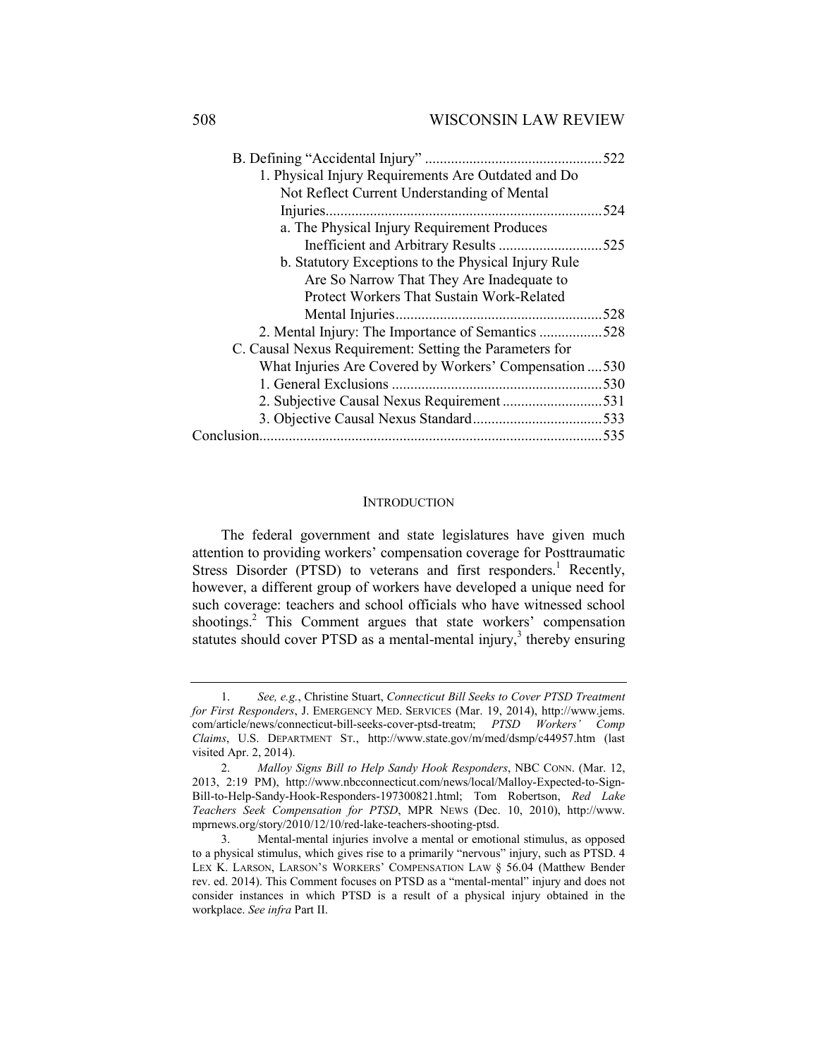B. Defining "Accidental Injury" ................................................522

1. Physical Injury Requirements Are Outdated and Do Not Reflect Current Understanding of Mental Injuries..........................................................................524

a. The Physical Injury Requirement Produces Inefficient and Arbitrary Results ............................525

b. Statutory Exceptions to the Physical Injury Rule Are So Narrow That They Are Inadequate to Protect Workers That Sustain Work-Related Mental Injuries........................................................528

2. Mental Injury: The Importance of Semantics .................528

C. Causal Nexus Requirement: Setting the Parameters for What Injuries Are Covered by Workers' Compensation ....530

1. General Exclusions .........................................................530

2. Subjective Causal Nexus Requirement ...........................531

3. Objective Causal Nexus Standard...................................533

Conclusion...........................................................................................535

## INTRODUCTION

The federal government and state legislatures have given much attention to providing workers' compensation coverage for Posttraumatic Stress Disorder (PTSD) to veterans and first responders.[1] Recently, however, a different group of workers have developed a unique need for such coverage: teachers and school officials who have witnessed school shootings.[2] This Comment argues that state workers' compensation statutes should cover PTSD as a mental-mental injury,[3] thereby ensuring

1. *See, e.g.*, Christine Stuart, *Connecticut Bill Seeks to Cover PTSD Treatment for First Responders*, J. EMERGENCY MED. SERVICES (Mar. 19, 2014), http://www.jems.com/article/news/connecticut-bill-seeks-cover-ptsd-treatm; *PTSD Workers' Comp Claims*, U.S. DEPARTMENT ST., http://www.state.gov/m/med/dsmp/c44957.htm (last visited Apr. 2, 2014).

2. *Malloy Signs Bill to Help Sandy Hook Responders*, NBC CONN. (Mar. 12, 2013, 2:19 PM), http://www.nbcconnecticut.com/news/local/Malloy-Expected-to-Sign-Bill-to-Help-Sandy-Hook-Responders-197300821.html; Tom Robertson, *Red Lake Teachers Seek Compensation for PTSD*, MPR NEWS (Dec. 10, 2010), http://www.mprnews.org/story/2010/12/10/red-lake-teachers-shooting-ptsd.

3. Mental-mental injuries involve a mental or emotional stimulus, as opposed to a physical stimulus, which gives rise to a primarily "nervous" injury, such as PTSD. 4 LEX K. LARSON, LARSON'S WORKERS' COMPENSATION LAW § 56.04 (Matthew Bender rev. ed. 2014). This Comment focuses on PTSD as a "mental-mental" injury and does not consider instances in which PTSD is a result of a physical injury obtained in the workplace. *See infra* Part II.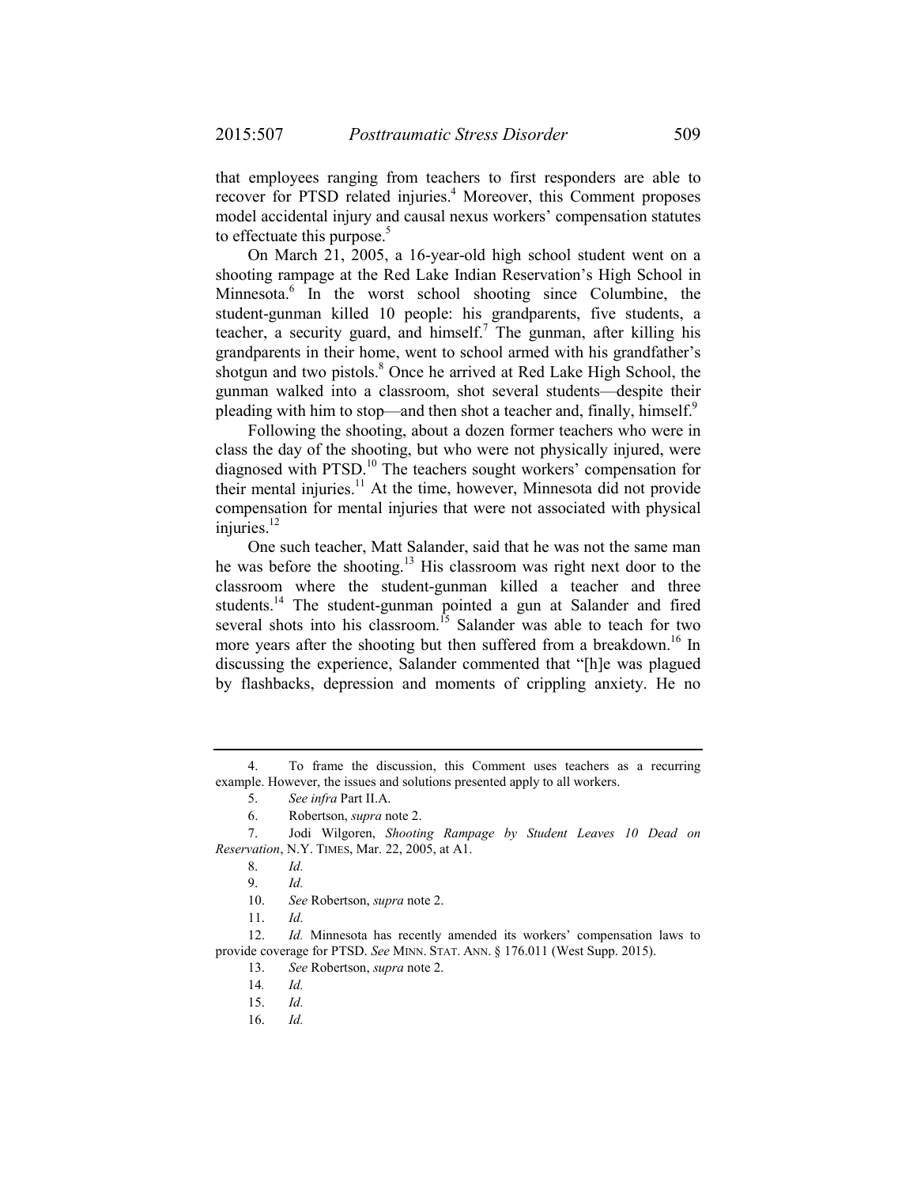that employees ranging from teachers to first responders are able to recover for PTSD related injuries.[4] Moreover, this Comment proposes model accidental injury and causal nexus workers' compensation statutes to effectuate this purpose.[5]

On March 21, 2005, a 16-year-old high school student went on a shooting rampage at the Red Lake Indian Reservation's High School in Minnesota.[6] In the worst school shooting since Columbine, the student-gunman killed 10 people: his grandparents, five students, a teacher, a security guard, and himself.[7] The gunman, after killing his grandparents in their home, went to school armed with his grandfather's shotgun and two pistols.[8] Once he arrived at Red Lake High School, the gunman walked into a classroom, shot several students—despite their pleading with him to stop—and then shot a teacher and, finally, himself.[9]

Following the shooting, about a dozen former teachers who were in class the day of the shooting, but who were not physically injured, were diagnosed with PTSD.[10] The teachers sought workers' compensation for their mental injuries.[11] At the time, however, Minnesota did not provide compensation for mental injuries that were not associated with physical injuries.[12]

One such teacher, Matt Salander, said that he was not the same man he was before the shooting.[13] His classroom was right next door to the classroom where the student-gunman killed a teacher and three students.[14] The student-gunman pointed a gun at Salander and fired several shots into his classroom.[15] Salander was able to teach for two more years after the shooting but then suffered from a breakdown.[16] In discussing the experience, Salander commented that "[h]e was plagued by flashbacks, depression and moments of crippling anxiety. He no

---

4. To frame the discussion, this Comment uses teachers as a recurring example. However, the issues and solutions presented apply to all workers.

5. *See infra* Part II.A.

6. Robertson, *supra* note 2.

7. Jodi Wilgoren, *Shooting Rampage by Student Leaves 10 Dead on Reservation*, N.Y. TIMES, Mar. 22, 2005, at A1.

8. *Id.*

9. *Id.*

10. *See* Robertson, *supra* note 2.

11. *Id.*

12. *Id.* Minnesota has recently amended its workers' compensation laws to provide coverage for PTSD. *See* MINN. STAT. ANN. § 176.011 (West Supp. 2015).

13. *See* Robertson, *supra* note 2.

14. *Id.*

15. *Id.*

16. *Id.*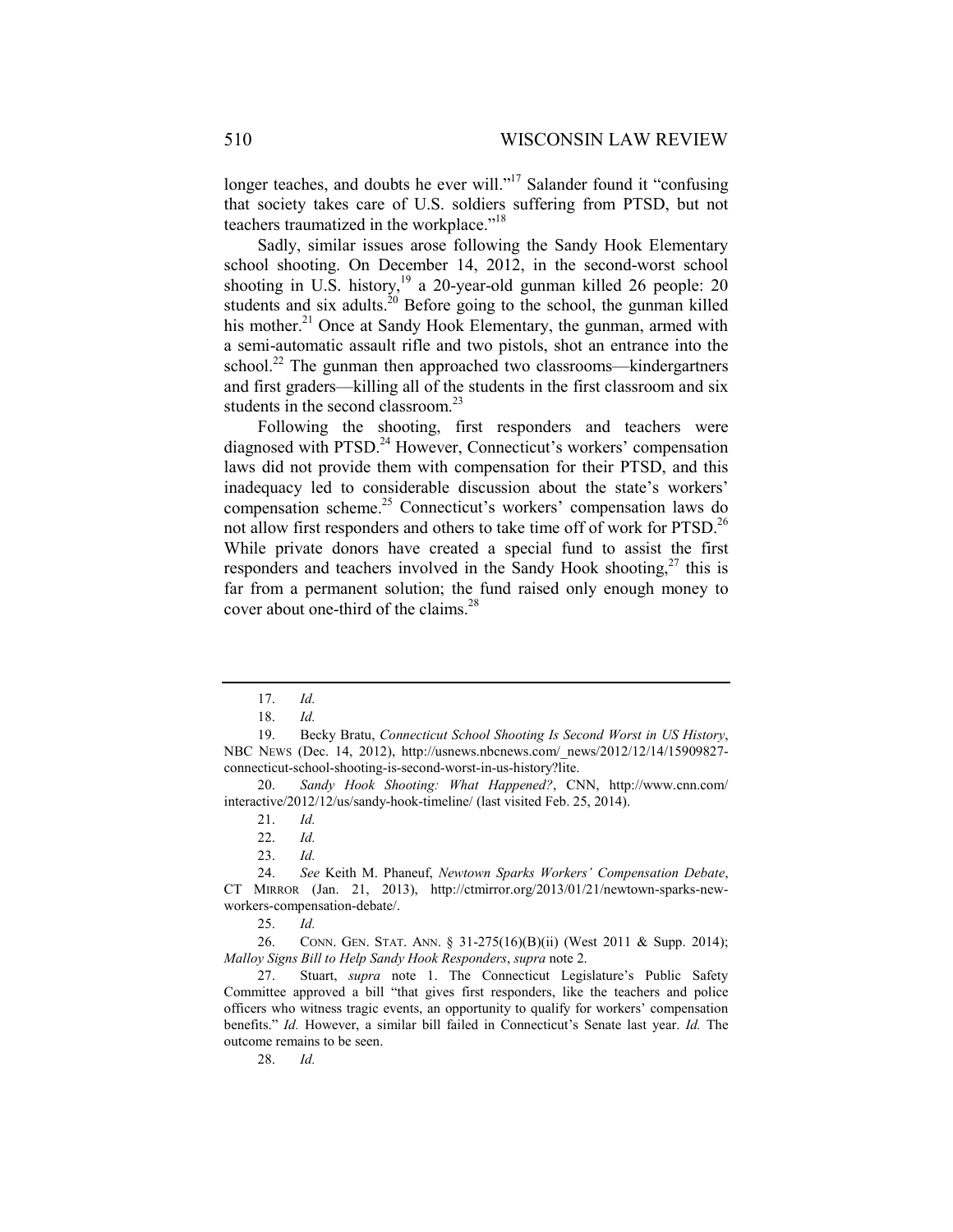longer teaches, and doubts he ever will."[17] Salander found it "confusing that society takes care of U.S. soldiers suffering from PTSD, but not teachers traumatized in the workplace."[18]

Sadly, similar issues arose following the Sandy Hook Elementary school shooting. On December 14, 2012, in the second-worst school shooting in U.S. history,[19] a 20-year-old gunman killed 26 people: 20 students and six adults.[20] Before going to the school, the gunman killed his mother.[21] Once at Sandy Hook Elementary, the gunman, armed with a semi-automatic assault rifle and two pistols, shot an entrance into the school.[22] The gunman then approached two classrooms—kindergartners and first graders—killing all of the students in the first classroom and six students in the second classroom.[23]

Following the shooting, first responders and teachers were diagnosed with PTSD.[24] However, Connecticut's workers' compensation laws did not provide them with compensation for their PTSD, and this inadequacy led to considerable discussion about the state's workers' compensation scheme.[25] Connecticut's workers' compensation laws do not allow first responders and others to take time off of work for PTSD.[26] While private donors have created a special fund to assist the first responders and teachers involved in the Sandy Hook shooting,[27] this is far from a permanent solution; the fund raised only enough money to cover about one-third of the claims.[28]

---

17. *Id.*

18. *Id.*

19. Becky Bratu, *Connecticut School Shooting Is Second Worst in US History*, NBC NEWS (Dec. 14, 2012), http://usnews.nbcnews.com/_news/2012/12/14/15909827-connecticut-school-shooting-is-second-worst-in-us-history?lite.

20. *Sandy Hook Shooting: What Happened?*, CNN, http://www.cnn.com/interactive/2012/12/us/sandy-hook-timeline/ (last visited Feb. 25, 2014).

21. *Id.*

22. *Id.*

23. *Id.*

24. *See* Keith M. Phaneuf, *Newtown Sparks Workers' Compensation Debate*, CT MIRROR (Jan. 21, 2013), http://ctmirror.org/2013/01/21/newtown-sparks-new-workers-compensation-debate/.

25. *Id.*

26. CONN. GEN. STAT. ANN. § 31-275(16)(B)(ii) (West 2011 & Supp. 2014); *Malloy Signs Bill to Help Sandy Hook Responders*, *supra* note 2.

27. Stuart, *supra* note 1. The Connecticut Legislature's Public Safety Committee approved a bill "that gives first responders, like the teachers and police officers who witness tragic events, an opportunity to qualify for workers' compensation benefits." *Id.* However, a similar bill failed in Connecticut's Senate last year. *Id.* The outcome remains to be seen.

28. *Id.*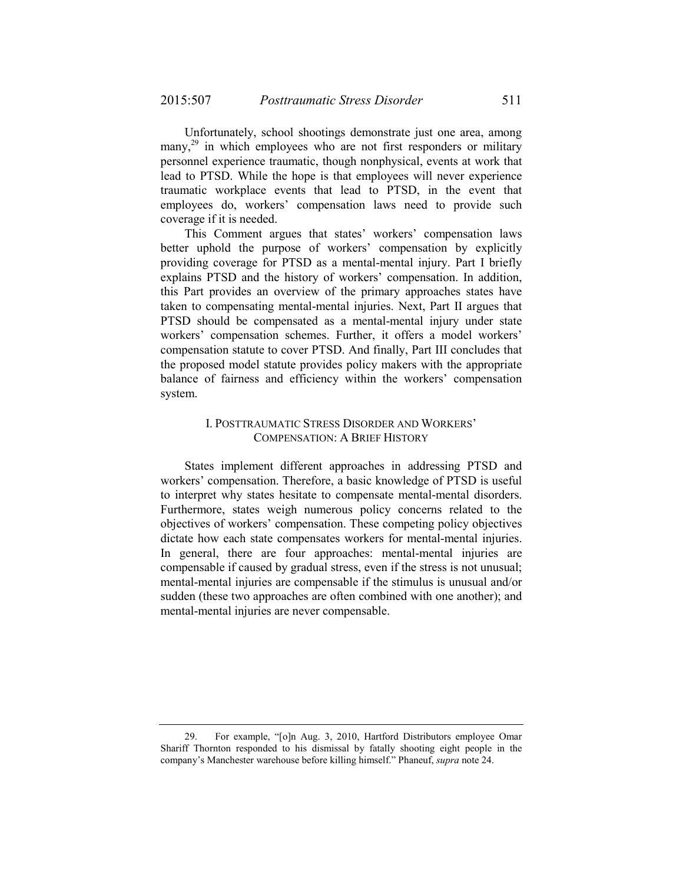Unfortunately, school shootings demonstrate just one area, among many,[29] in which employees who are not first responders or military personnel experience traumatic, though nonphysical, events at work that lead to PTSD. While the hope is that employees will never experience traumatic workplace events that lead to PTSD, in the event that employees do, workers' compensation laws need to provide such coverage if it is needed.

This Comment argues that states' workers' compensation laws better uphold the purpose of workers' compensation by explicitly providing coverage for PTSD as a mental-mental injury. Part I briefly explains PTSD and the history of workers' compensation. In addition, this Part provides an overview of the primary approaches states have taken to compensating mental-mental injuries. Next, Part II argues that PTSD should be compensated as a mental-mental injury under state workers' compensation schemes. Further, it offers a model workers' compensation statute to cover PTSD. And finally, Part III concludes that the proposed model statute provides policy makers with the appropriate balance of fairness and efficiency within the workers' compensation system.

## I. POSTTRAUMATIC STRESS DISORDER AND WORKERS' COMPENSATION: A BRIEF HISTORY

States implement different approaches in addressing PTSD and workers' compensation. Therefore, a basic knowledge of PTSD is useful to interpret why states hesitate to compensate mental-mental disorders. Furthermore, states weigh numerous policy concerns related to the objectives of workers' compensation. These competing policy objectives dictate how each state compensates workers for mental-mental injuries. In general, there are four approaches: mental-mental injuries are compensable if caused by gradual stress, even if the stress is not unusual; mental-mental injuries are compensable if the stimulus is unusual and/or sudden (these two approaches are often combined with one another); and mental-mental injuries are never compensable.

---

29. For example, "[o]n Aug. 3, 2010, Hartford Distributors employee Omar Shariff Thornton responded to his dismissal by fatally shooting eight people in the company's Manchester warehouse before killing himself." Phaneuf, *supra* note 24.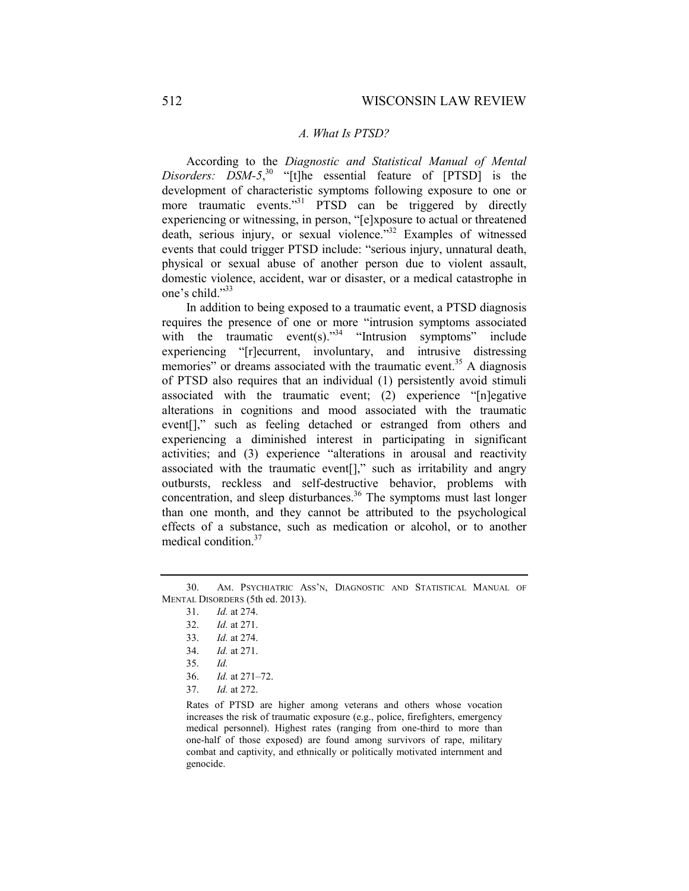### *A. What Is PTSD?*

According to the *Diagnostic and Statistical Manual of Mental Disorders: DSM-5*,[30] "[t]he essential feature of [PTSD] is the development of characteristic symptoms following exposure to one or more traumatic events."[31] PTSD can be triggered by directly experiencing or witnessing, in person, "[e]xposure to actual or threatened death, serious injury, or sexual violence."[32] Examples of witnessed events that could trigger PTSD include: "serious injury, unnatural death, physical or sexual abuse of another person due to violent assault, domestic violence, accident, war or disaster, or a medical catastrophe in one's child."[33]

In addition to being exposed to a traumatic event, a PTSD diagnosis requires the presence of one or more "intrusion symptoms associated with the traumatic event(s)."[34] "Intrusion symptoms" include experiencing "[r]ecurrent, involuntary, and intrusive distressing memories" or dreams associated with the traumatic event.[35] A diagnosis of PTSD also requires that an individual (1) persistently avoid stimuli associated with the traumatic event; (2) experience "[n]egative alterations in cognitions and mood associated with the traumatic event[]," such as feeling detached or estranged from others and experiencing a diminished interest in participating in significant activities; and (3) experience "alterations in arousal and reactivity associated with the traumatic event[]," such as irritability and angry outbursts, reckless and self-destructive behavior, problems with concentration, and sleep disturbances.[36] The symptoms must last longer than one month, and they cannot be attributed to the psychological effects of a substance, such as medication or alcohol, or to another medical condition.[37]

---

30. AM. PSYCHIATRIC ASS'N, DIAGNOSTIC AND STATISTICAL MANUAL OF MENTAL DISORDERS (5th ed. 2013).

31. *Id.* at 274.

32. *Id.* at 271.

33. *Id.* at 274.

34. *Id.* at 271.

35. *Id.*

36. *Id.* at 271–72.

37. *Id.* at 272.

> Rates of PTSD are higher among veterans and others whose vocation increases the risk of traumatic exposure (e.g., police, firefighters, emergency medical personnel). Highest rates (ranging from one-third to more than one-half of those exposed) are found among survivors of rape, military combat and captivity, and ethnically or politically motivated internment and genocide.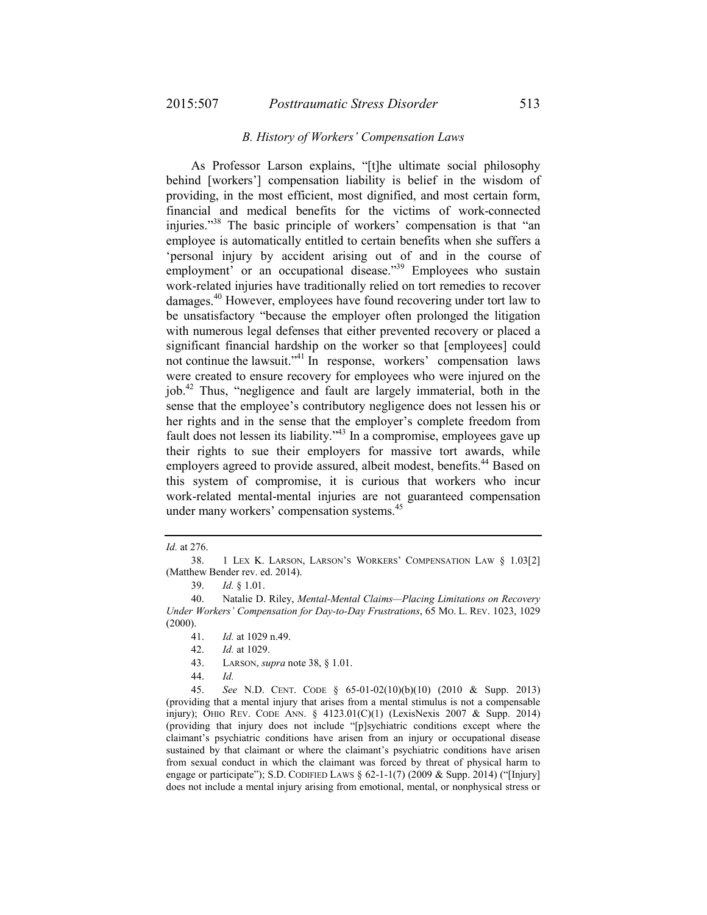### *B. History of Workers' Compensation Laws*

As Professor Larson explains, "[t]he ultimate social philosophy behind [workers'] compensation liability is belief in the wisdom of providing, in the most efficient, most dignified, and most certain form, financial and medical benefits for the victims of work-connected injuries."[38] The basic principle of workers' compensation is that "an employee is automatically entitled to certain benefits when she suffers a 'personal injury by accident arising out of and in the course of employment' or an occupational disease."[39] Employees who sustain work-related injuries have traditionally relied on tort remedies to recover damages.[40] However, employees have found recovering under tort law to be unsatisfactory "because the employer often prolonged the litigation with numerous legal defenses that either prevented recovery or placed a significant financial hardship on the worker so that [employees] could not continue the lawsuit."[41] In response, workers' compensation laws were created to ensure recovery for employees who were injured on the job.[42] Thus, "negligence and fault are largely immaterial, both in the sense that the employee's contributory negligence does not lessen his or her rights and in the sense that the employer's complete freedom from fault does not lessen its liability."[43] In a compromise, employees gave up their rights to sue their employers for massive tort awards, while employers agreed to provide assured, albeit modest, benefits.[44] Based on this system of compromise, it is curious that workers who incur work-related mental-mental injuries are not guaranteed compensation under many workers' compensation systems.[45]

---

*Id.* at 276.

38. 1 LEX K. LARSON, LARSON'S WORKERS' COMPENSATION LAW § 1.03[2] (Matthew Bender rev. ed. 2014).

39. *Id.* § 1.01.

40. Natalie D. Riley, *Mental-Mental Claims—Placing Limitations on Recovery Under Workers' Compensation for Day-to-Day Frustrations*, 65 MO. L. REV. 1023, 1029 (2000).

41. *Id.* at 1029 n.49.

42. *Id.* at 1029.

43. LARSON, *supra* note 38, § 1.01.

44. *Id.*

45. *See* N.D. CENT. CODE § 65-01-02(10)(b)(10) (2010 & Supp. 2013) (providing that a mental injury that arises from a mental stimulus is not a compensable injury); OHIO REV. CODE ANN. § 4123.01(C)(1) (LexisNexis 2007 & Supp. 2014) (providing that injury does not include "[p]sychiatric conditions except where the claimant's psychiatric conditions have arisen from an injury or occupational disease sustained by that claimant or where the claimant's psychiatric conditions have arisen from sexual conduct in which the claimant was forced by threat of physical harm to engage or participate"); S.D. CODIFIED LAWS § 62-1-1(7) (2009 & Supp. 2014) ("[Injury] does not include a mental injury arising from emotional, mental, or nonphysical stress or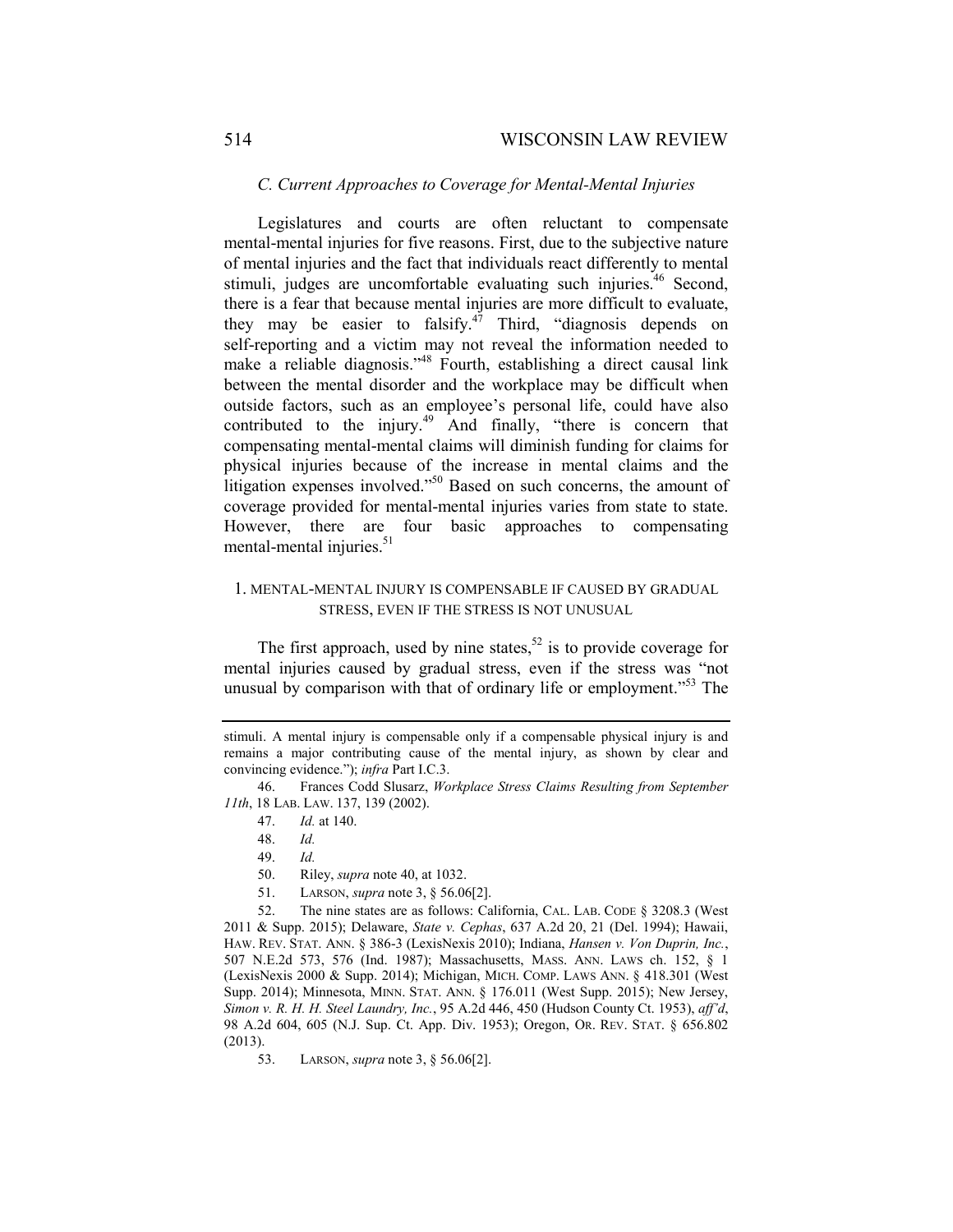### C. Current Approaches to Coverage for Mental-Mental Injuries

Legislatures and courts are often reluctant to compensate mental-mental injuries for five reasons. First, due to the subjective nature of mental injuries and the fact that individuals react differently to mental stimuli, judges are uncomfortable evaluating such injuries.[46] Second, there is a fear that because mental injuries are more difficult to evaluate, they may be easier to falsify.[47] Third, "diagnosis depends on self-reporting and a victim may not reveal the information needed to make a reliable diagnosis."[48] Fourth, establishing a direct causal link between the mental disorder and the workplace may be difficult when outside factors, such as an employee's personal life, could have also contributed to the injury.[49] And finally, "there is concern that compensating mental-mental claims will diminish funding for claims for physical injuries because of the increase in mental claims and the litigation expenses involved."[50] Based on such concerns, the amount of coverage provided for mental-mental injuries varies from state to state. However, there are four basic approaches to compensating mental-mental injuries.[51]

#### 1. Mental-Mental Injury Is Compensable If Caused by Gradual Stress, Even If the Stress Is Not Unusual

The first approach, used by nine states,[52] is to provide coverage for mental injuries caused by gradual stress, even if the stress was "not unusual by comparison with that of ordinary life or employment."[53] The

---

stimuli. A mental injury is compensable only if a compensable physical injury is and remains a major contributing cause of the mental injury, as shown by clear and convincing evidence."); *infra* Part I.C.3.

46. Frances Codd Slusarz, *Workplace Stress Claims Resulting from September 11th*, 18 Lab. Law. 137, 139 (2002).

47. *Id.* at 140.

48. *Id.*

49. *Id.*

50. Riley, *supra* note 40, at 1032.

51. Larson, *supra* note 3, § 56.06[2].

52. The nine states are as follows: California, Cal. Lab. Code § 3208.3 (West 2011 & Supp. 2015); Delaware, *State v. Cephas*, 637 A.2d 20, 21 (Del. 1994); Hawaii, Haw. Rev. Stat. Ann. § 386-3 (LexisNexis 2010); Indiana, *Hansen v. Von Duprin, Inc.*, 507 N.E.2d 573, 576 (Ind. 1987); Massachusetts, Mass. Ann. Laws ch. 152, § 1 (LexisNexis 2000 & Supp. 2014); Michigan, Mich. Comp. Laws Ann. § 418.301 (West Supp. 2014); Minnesota, Minn. Stat. Ann. § 176.011 (West Supp. 2015); New Jersey, *Simon v. R. H. H. Steel Laundry, Inc.*, 95 A.2d 446, 450 (Hudson County Ct. 1953), *aff'd*, 98 A.2d 604, 605 (N.J. Sup. Ct. App. Div. 1953); Oregon, Or. Rev. Stat. § 656.802 (2013).

53. Larson, *supra* note 3, § 56.06[2].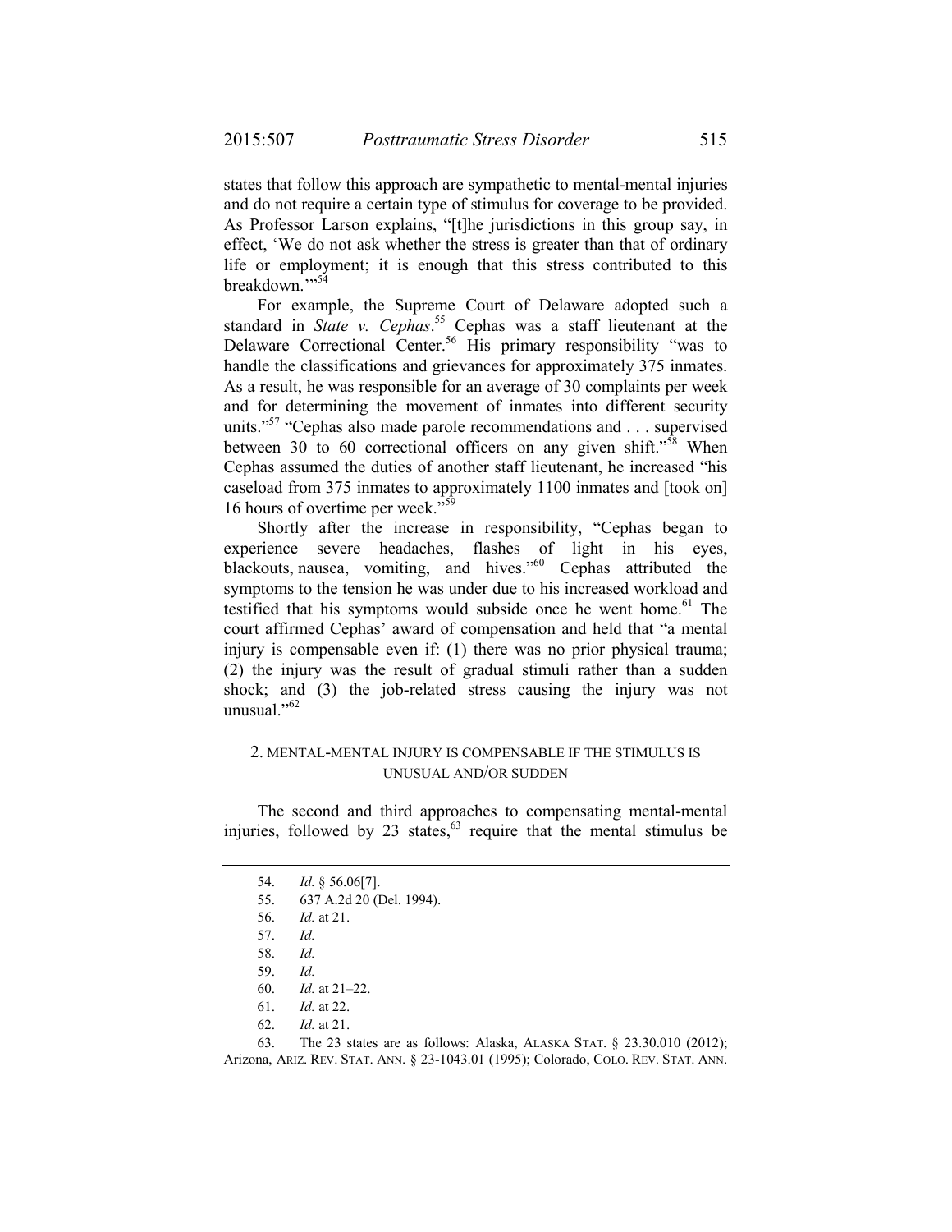states that follow this approach are sympathetic to mental-mental injuries and do not require a certain type of stimulus for coverage to be provided. As Professor Larson explains, "[t]he jurisdictions in this group say, in effect, 'We do not ask whether the stress is greater than that of ordinary life or employment; it is enough that this stress contributed to this breakdown.'"[54]

For example, the Supreme Court of Delaware adopted such a standard in *State v. Cephas*.[55] Cephas was a staff lieutenant at the Delaware Correctional Center.[56] His primary responsibility "was to handle the classifications and grievances for approximately 375 inmates. As a result, he was responsible for an average of 30 complaints per week and for determining the movement of inmates into different security units."[57] "Cephas also made parole recommendations and . . . supervised between 30 to 60 correctional officers on any given shift."[58] When Cephas assumed the duties of another staff lieutenant, he increased "his caseload from 375 inmates to approximately 1100 inmates and [took on] 16 hours of overtime per week."[59]

Shortly after the increase in responsibility, "Cephas began to experience severe headaches, flashes of light in his eyes, blackouts, nausea, vomiting, and hives."[60] Cephas attributed the symptoms to the tension he was under due to his increased workload and testified that his symptoms would subside once he went home.[61] The court affirmed Cephas' award of compensation and held that "a mental injury is compensable even if: (1) there was no prior physical trauma; (2) the injury was the result of gradual stimuli rather than a sudden shock; and (3) the job-related stress causing the injury was not unusual."[62]

### 2. MENTAL-MENTAL INJURY IS COMPENSABLE IF THE STIMULUS IS UNUSUAL AND/OR SUDDEN

The second and third approaches to compensating mental-mental injuries, followed by 23 states,[63] require that the mental stimulus be

---

54. *Id.* § 56.06[7].

55. 637 A.2d 20 (Del. 1994).

56. *Id.* at 21.

57. *Id.*

58. *Id.*

59. *Id.*

60. *Id.* at 21–22.

61. *Id.* at 22.

62. *Id.* at 21.

63. The 23 states are as follows: Alaska, ALASKA STAT. § 23.30.010 (2012); Arizona, ARIZ. REV. STAT. ANN. § 23-1043.01 (1995); Colorado, COLO. REV. STAT. ANN.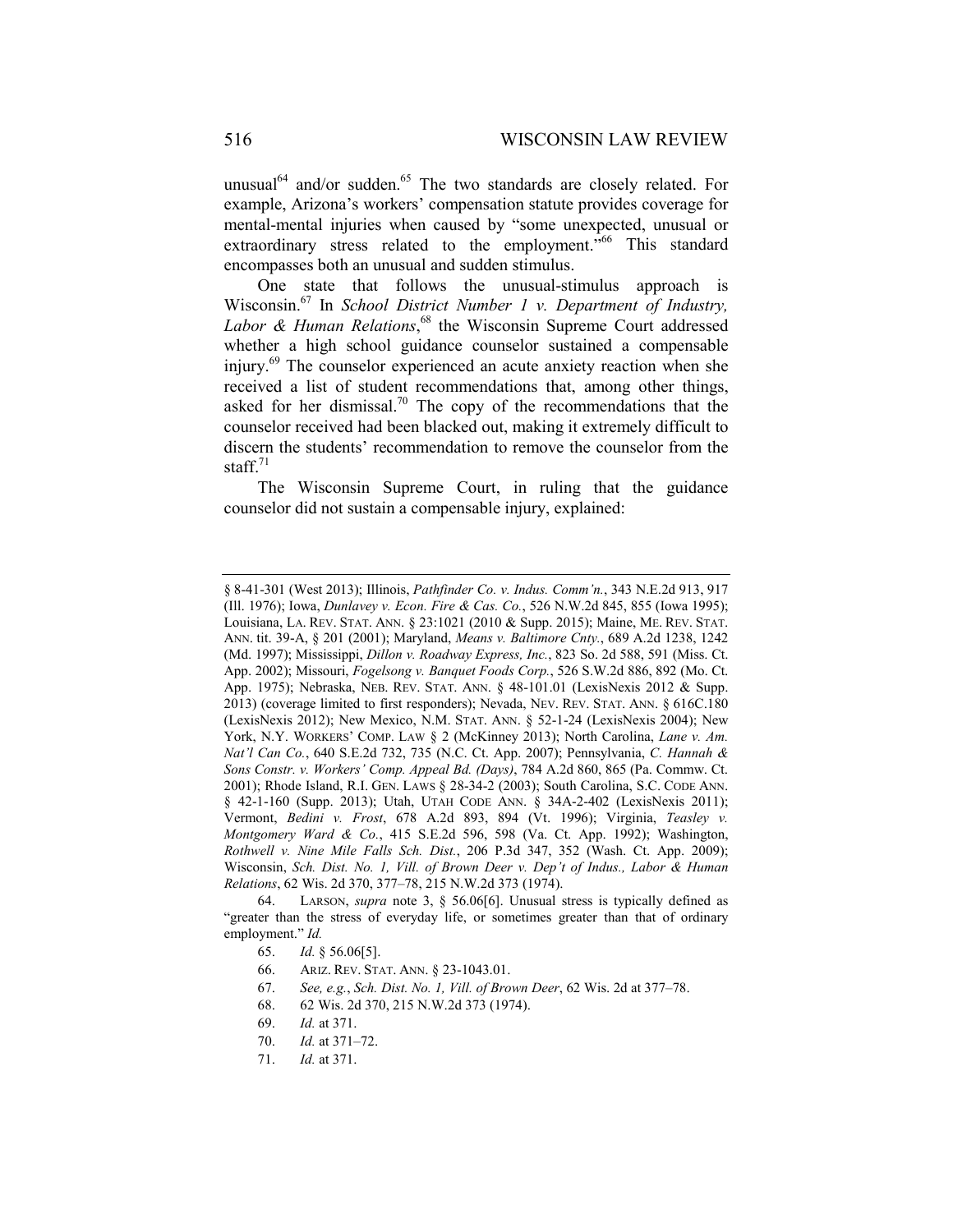unusual[64] and/or sudden.[65] The two standards are closely related. For example, Arizona's workers' compensation statute provides coverage for mental-mental injuries when caused by "some unexpected, unusual or extraordinary stress related to the employment."[66] This standard encompasses both an unusual and sudden stimulus.

One state that follows the unusual-stimulus approach is Wisconsin.[67] In *School District Number 1 v. Department of Industry, Labor & Human Relations*,[68] the Wisconsin Supreme Court addressed whether a high school guidance counselor sustained a compensable injury.[69] The counselor experienced an acute anxiety reaction when she received a list of student recommendations that, among other things, asked for her dismissal.[70] The copy of the recommendations that the counselor received had been blacked out, making it extremely difficult to discern the students' recommendation to remove the counselor from the staff.[71]

The Wisconsin Supreme Court, in ruling that the guidance counselor did not sustain a compensable injury, explained:

---

§ 8-41-301 (West 2013); Illinois, *Pathfinder Co. v. Indus. Comm'n.*, 343 N.E.2d 913, 917 (Ill. 1976); Iowa, *Dunlavey v. Econ. Fire & Cas. Co.*, 526 N.W.2d 845, 855 (Iowa 1995); Louisiana, LA. REV. STAT. ANN. § 23:1021 (2010 & Supp. 2015); Maine, ME. REV. STAT. ANN. tit. 39-A, § 201 (2001); Maryland, *Means v. Baltimore Cnty.*, 689 A.2d 1238, 1242 (Md. 1997); Mississippi, *Dillon v. Roadway Express, Inc.*, 823 So. 2d 588, 591 (Miss. Ct. App. 2002); Missouri, *Fogelsong v. Banquet Foods Corp.*, 526 S.W.2d 886, 892 (Mo. Ct. App. 1975); Nebraska, NEB. REV. STAT. ANN. § 48-101.01 (LexisNexis 2012 & Supp. 2013) (coverage limited to first responders); Nevada, NEV. REV. STAT. ANN. § 616C.180 (LexisNexis 2012); New Mexico, N.M. STAT. ANN. § 52-1-24 (LexisNexis 2004); New York, N.Y. WORKERS' COMP. LAW § 2 (McKinney 2013); North Carolina, *Lane v. Am. Nat'l Can Co.*, 640 S.E.2d 732, 735 (N.C. Ct. App. 2007); Pennsylvania, *C. Hannah & Sons Constr. v. Workers' Comp. Appeal Bd. (Days)*, 784 A.2d 860, 865 (Pa. Commw. Ct. 2001); Rhode Island, R.I. GEN. LAWS § 28-34-2 (2003); South Carolina, S.C. CODE ANN. § 42-1-160 (Supp. 2013); Utah, UTAH CODE ANN. § 34A-2-402 (LexisNexis 2011); Vermont, *Bedini v. Frost*, 678 A.2d 893, 894 (Vt. 1996); Virginia, *Teasley v. Montgomery Ward & Co.*, 415 S.E.2d 596, 598 (Va. Ct. App. 1992); Washington, *Rothwell v. Nine Mile Falls Sch. Dist.*, 206 P.3d 347, 352 (Wash. Ct. App. 2009); Wisconsin, *Sch. Dist. No. 1, Vill. of Brown Deer v. Dep't of Indus., Labor & Human Relations*, 62 Wis. 2d 370, 377–78, 215 N.W.2d 373 (1974).

64. LARSON, *supra* note 3, § 56.06[6]. Unusual stress is typically defined as "greater than the stress of everyday life, or sometimes greater than that of ordinary employment." *Id.*

65. *Id.* § 56.06[5].

66. ARIZ. REV. STAT. ANN. § 23-1043.01.

67. *See, e.g.*, *Sch. Dist. No. 1, Vill. of Brown Deer*, 62 Wis. 2d at 377–78.

68. 62 Wis. 2d 370, 215 N.W.2d 373 (1974).

69. *Id.* at 371.

70. *Id.* at 371–72.

71. *Id.* at 371.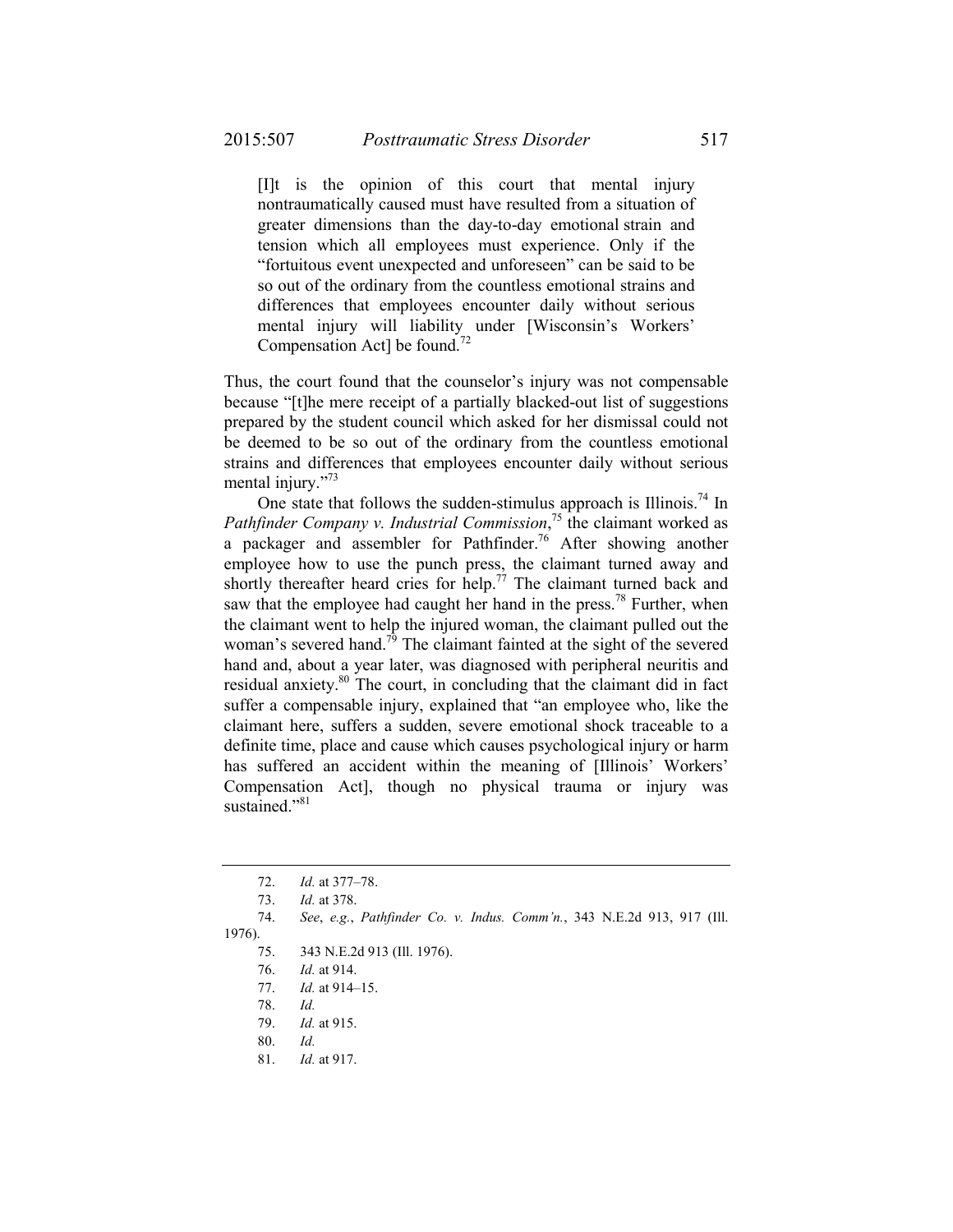> [I]t is the opinion of this court that mental injury nontraumatically caused must have resulted from a situation of greater dimensions than the day-to-day emotional strain and tension which all employees must experience. Only if the "fortuitous event unexpected and unforeseen" can be said to be so out of the ordinary from the countless emotional strains and differences that employees encounter daily without serious mental injury will liability under [Wisconsin's Workers' Compensation Act] be found.[72]

Thus, the court found that the counselor's injury was not compensable because "[t]he mere receipt of a partially blacked-out list of suggestions prepared by the student council which asked for her dismissal could not be deemed to be so out of the ordinary from the countless emotional strains and differences that employees encounter daily without serious mental injury."[73]

One state that follows the sudden-stimulus approach is Illinois.[74] In *Pathfinder Company v. Industrial Commission*,[75] the claimant worked as a packager and assembler for Pathfinder.[76] After showing another employee how to use the punch press, the claimant turned away and shortly thereafter heard cries for help.[77] The claimant turned back and saw that the employee had caught her hand in the press.[78] Further, when the claimant went to help the injured woman, the claimant pulled out the woman's severed hand.[79] The claimant fainted at the sight of the severed hand and, about a year later, was diagnosed with peripheral neuritis and residual anxiety.[80] The court, in concluding that the claimant did in fact suffer a compensable injury, explained that "an employee who, like the claimant here, suffers a sudden, severe emotional shock traceable to a definite time, place and cause which causes psychological injury or harm has suffered an accident within the meaning of [Illinois' Workers' Compensation Act], though no physical trauma or injury was sustained."[81]

---

72. *Id.* at 377–78.
73. *Id.* at 378.
74. *See*, *e.g.*, *Pathfinder Co. v. Indus. Comm'n.*, 343 N.E.2d 913, 917 (Ill. 1976).
75. 343 N.E.2d 913 (Ill. 1976).
76. *Id.* at 914.
77. *Id.* at 914–15.
78. *Id.*
79. *Id.* at 915.
80. *Id.*
81. *Id.* at 917.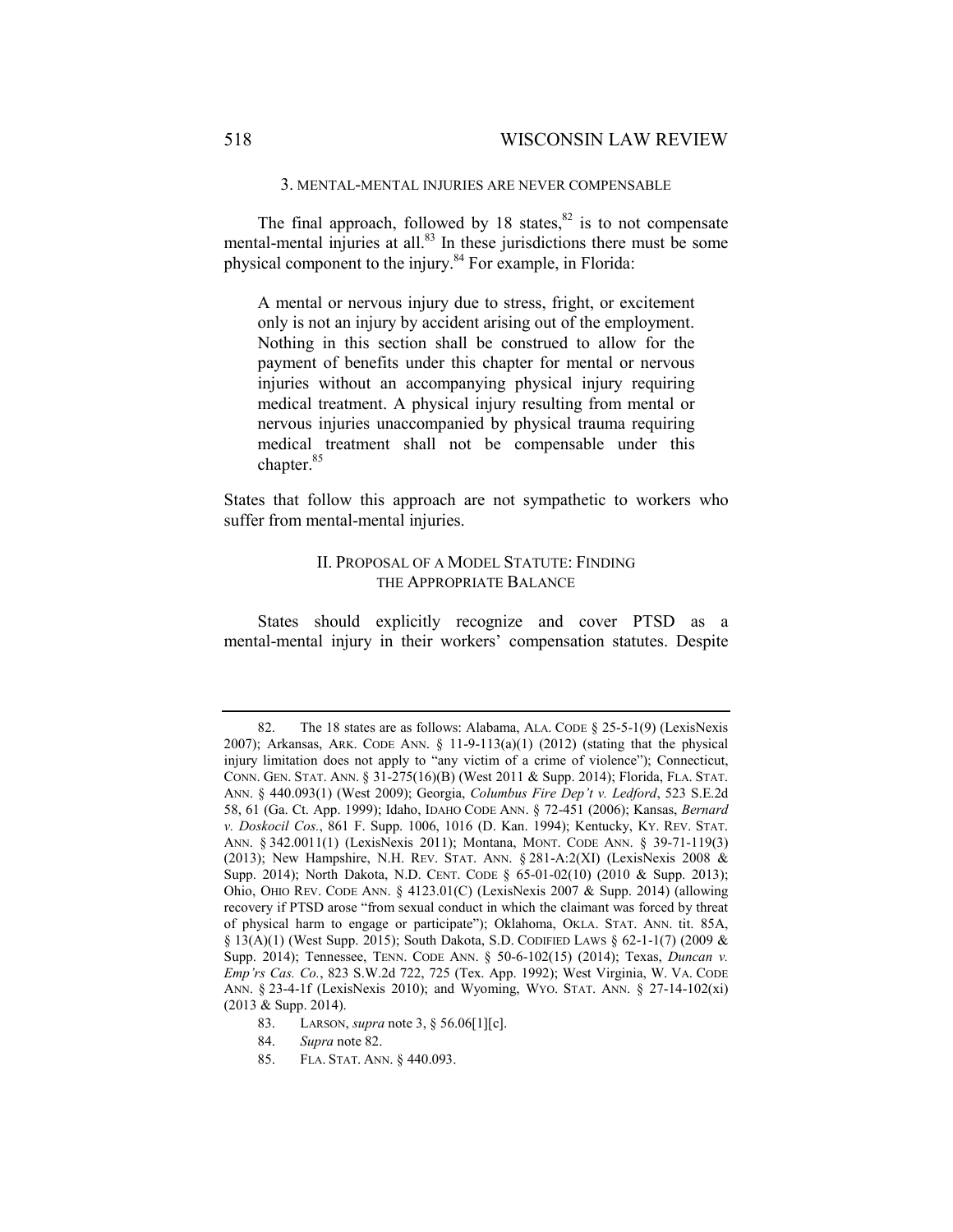### 3. MENTAL-MENTAL INJURIES ARE NEVER COMPENSABLE

The final approach, followed by 18 states,[82] is to not compensate mental-mental injuries at all.[83] In these jurisdictions there must be some physical component to the injury.[84] For example, in Florida:

> A mental or nervous injury due to stress, fright, or excitement only is not an injury by accident arising out of the employment. Nothing in this section shall be construed to allow for the payment of benefits under this chapter for mental or nervous injuries without an accompanying physical injury requiring medical treatment. A physical injury resulting from mental or nervous injuries unaccompanied by physical trauma requiring medical treatment shall not be compensable under this chapter.[85]

States that follow this approach are not sympathetic to workers who suffer from mental-mental injuries.

## II. PROPOSAL OF A MODEL STATUTE: FINDING THE APPROPRIATE BALANCE

States should explicitly recognize and cover PTSD as a mental-mental injury in their workers' compensation statutes. Despite

---

82. The 18 states are as follows: Alabama, ALA. CODE § 25-5-1(9) (LexisNexis 2007); Arkansas, ARK. CODE ANN. § 11-9-113(a)(1) (2012) (stating that the physical injury limitation does not apply to "any victim of a crime of violence"); Connecticut, CONN. GEN. STAT. ANN. § 31-275(16)(B) (West 2011 & Supp. 2014); Florida, FLA. STAT. ANN. § 440.093(1) (West 2009); Georgia, *Columbus Fire Dep't v. Ledford*, 523 S.E.2d 58, 61 (Ga. Ct. App. 1999); Idaho, IDAHO CODE ANN. § 72-451 (2006); Kansas, *Bernard v. Doskocil Cos.*, 861 F. Supp. 1006, 1016 (D. Kan. 1994); Kentucky, KY. REV. STAT. ANN. § 342.0011(1) (LexisNexis 2011); Montana, MONT. CODE ANN. § 39-71-119(3) (2013); New Hampshire, N.H. REV. STAT. ANN. § 281-A:2(XI) (LexisNexis 2008 & Supp. 2014); North Dakota, N.D. CENT. CODE § 65-01-02(10) (2010 & Supp. 2013); Ohio, OHIO REV. CODE ANN. § 4123.01(C) (LexisNexis 2007 & Supp. 2014) (allowing recovery if PTSD arose "from sexual conduct in which the claimant was forced by threat of physical harm to engage or participate"); Oklahoma, OKLA. STAT. ANN. tit. 85A, § 13(A)(1) (West Supp. 2015); South Dakota, S.D. CODIFIED LAWS § 62-1-1(7) (2009 & Supp. 2014); Tennessee, TENN. CODE ANN. § 50-6-102(15) (2014); Texas, *Duncan v. Emp'rs Cas. Co.*, 823 S.W.2d 722, 725 (Tex. App. 1992); West Virginia, W. VA. CODE ANN. § 23-4-1f (LexisNexis 2010); and Wyoming, WYO. STAT. ANN. § 27-14-102(xi) (2013 & Supp. 2014).

83. LARSON, *supra* note 3, § 56.06[1][c].

84. *Supra* note 82.

85. FLA. STAT. ANN. § 440.093.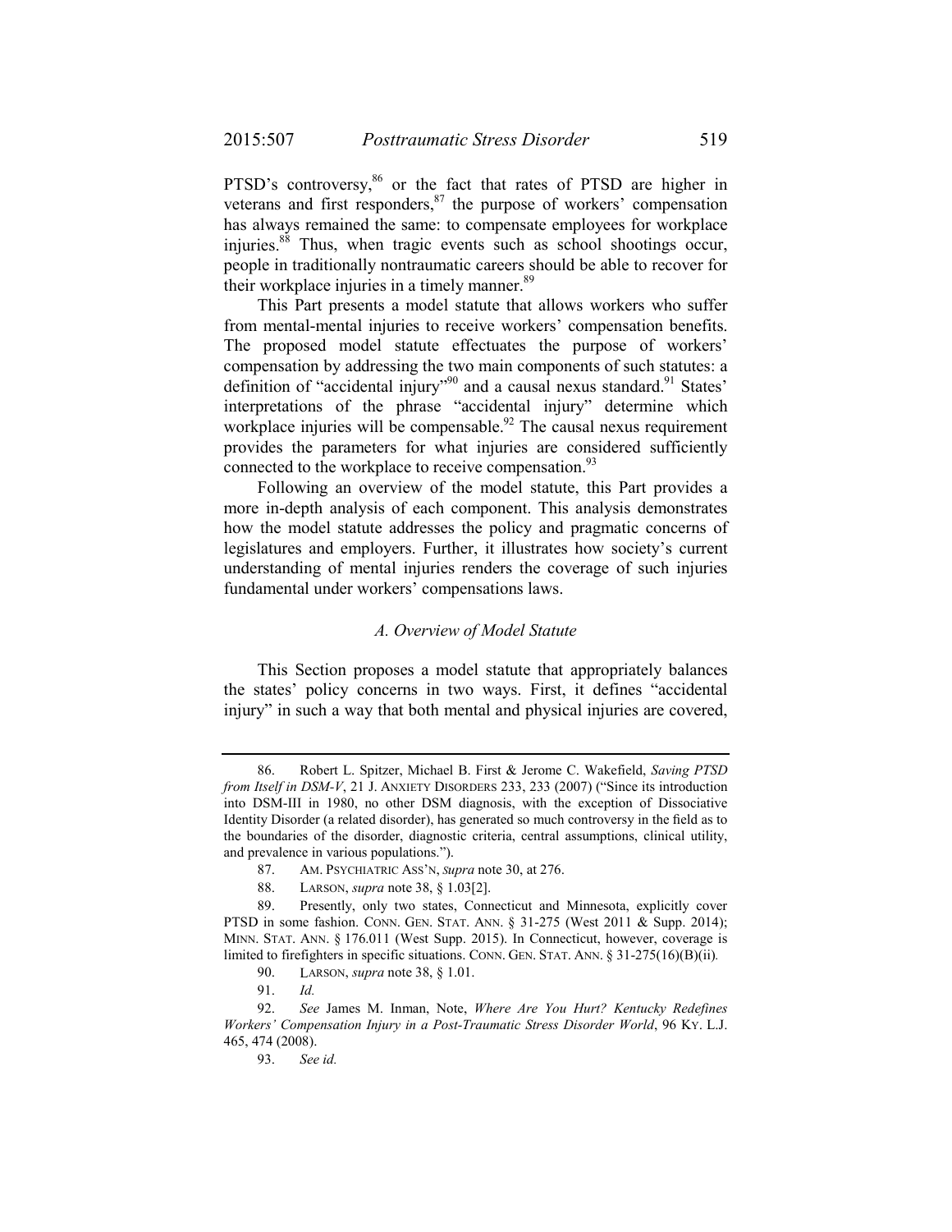PTSD's controversy,[86] or the fact that rates of PTSD are higher in veterans and first responders,[87] the purpose of workers' compensation has always remained the same: to compensate employees for workplace injuries.[88] Thus, when tragic events such as school shootings occur, people in traditionally nontraumatic careers should be able to recover for their workplace injuries in a timely manner.[89]

This Part presents a model statute that allows workers who suffer from mental-mental injuries to receive workers' compensation benefits. The proposed model statute effectuates the purpose of workers' compensation by addressing the two main components of such statutes: a definition of "accidental injury"[90] and a causal nexus standard.[91] States' interpretations of the phrase "accidental injury" determine which workplace injuries will be compensable.[92] The causal nexus requirement provides the parameters for what injuries are considered sufficiently connected to the workplace to receive compensation.[93]

Following an overview of the model statute, this Part provides a more in-depth analysis of each component. This analysis demonstrates how the model statute addresses the policy and pragmatic concerns of legislatures and employers. Further, it illustrates how society's current understanding of mental injuries renders the coverage of such injuries fundamental under workers' compensations laws.

### *A. Overview of Model Statute*

This Section proposes a model statute that appropriately balances the states' policy concerns in two ways. First, it defines "accidental injury" in such a way that both mental and physical injuries are covered,

---

86. Robert L. Spitzer, Michael B. First & Jerome C. Wakefield, *Saving PTSD from Itself in DSM-V*, 21 J. ANXIETY DISORDERS 233, 233 (2007) ("Since its introduction into DSM-III in 1980, no other DSM diagnosis, with the exception of Dissociative Identity Disorder (a related disorder), has generated so much controversy in the field as to the boundaries of the disorder, diagnostic criteria, central assumptions, clinical utility, and prevalence in various populations.").

87. AM. PSYCHIATRIC ASS'N, *supra* note 30, at 276.

88. LARSON, *supra* note 38, § 1.03[2].

89. Presently, only two states, Connecticut and Minnesota, explicitly cover PTSD in some fashion. CONN. GEN. STAT. ANN. § 31-275 (West 2011 & Supp. 2014); MINN. STAT. ANN. § 176.011 (West Supp. 2015). In Connecticut, however, coverage is limited to firefighters in specific situations. CONN. GEN. STAT. ANN. § 31-275(16)(B)(ii).

90. LARSON, *supra* note 38, § 1.01.

91. *Id.*

92. *See* James M. Inman, Note, *Where Are You Hurt? Kentucky Redefines Workers' Compensation Injury in a Post-Traumatic Stress Disorder World*, 96 KY. L.J. 465, 474 (2008).

93. *See id.*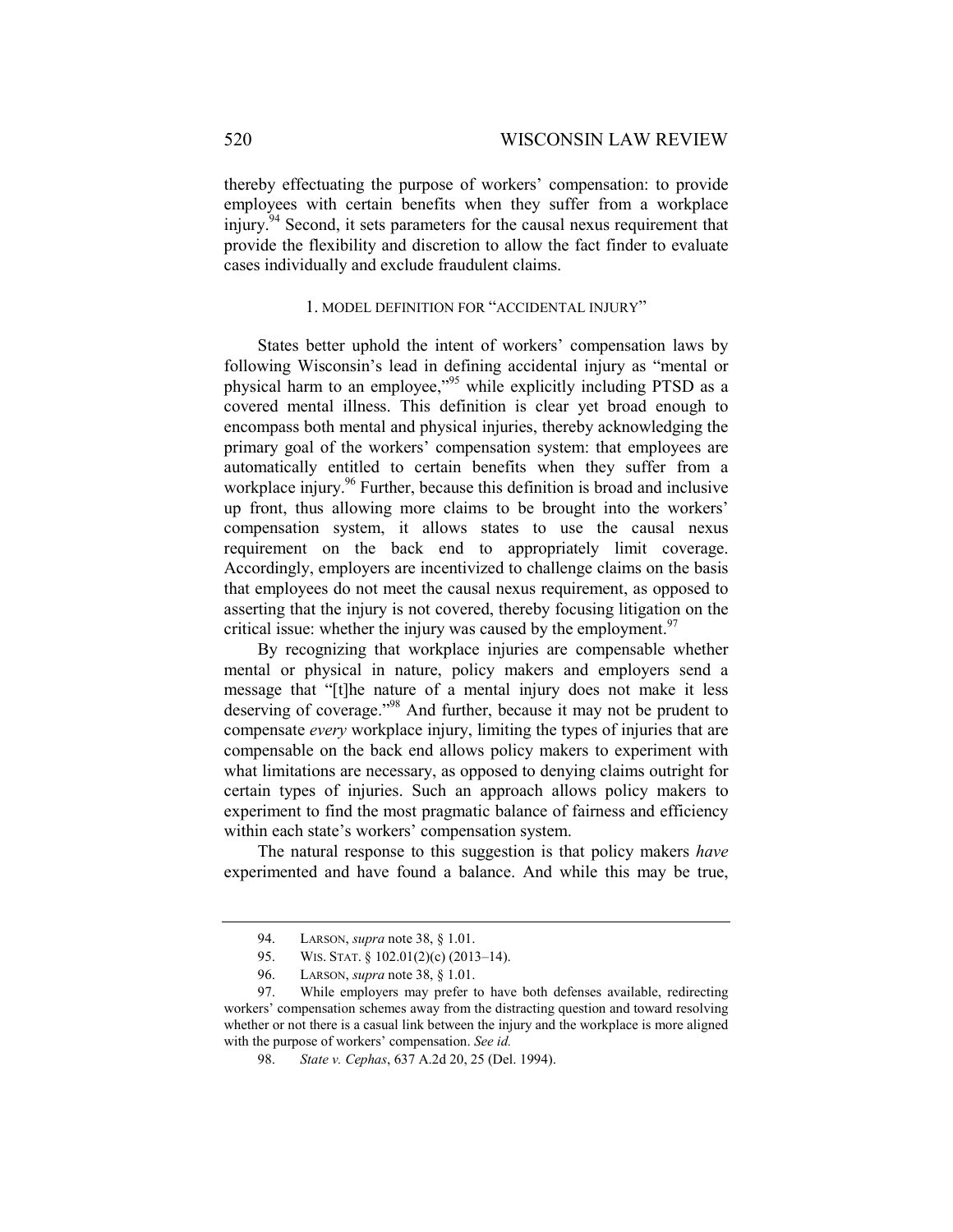thereby effectuating the purpose of workers' compensation: to provide employees with certain benefits when they suffer from a workplace injury.[94] Second, it sets parameters for the causal nexus requirement that provide the flexibility and discretion to allow the fact finder to evaluate cases individually and exclude fraudulent claims.

### 1. MODEL DEFINITION FOR "ACCIDENTAL INJURY"

States better uphold the intent of workers' compensation laws by following Wisconsin's lead in defining accidental injury as "mental or physical harm to an employee,"[95] while explicitly including PTSD as a covered mental illness. This definition is clear yet broad enough to encompass both mental and physical injuries, thereby acknowledging the primary goal of the workers' compensation system: that employees are automatically entitled to certain benefits when they suffer from a workplace injury.[96] Further, because this definition is broad and inclusive up front, thus allowing more claims to be brought into the workers' compensation system, it allows states to use the causal nexus requirement on the back end to appropriately limit coverage. Accordingly, employers are incentivized to challenge claims on the basis that employees do not meet the causal nexus requirement, as opposed to asserting that the injury is not covered, thereby focusing litigation on the critical issue: whether the injury was caused by the employment.[97]

By recognizing that workplace injuries are compensable whether mental or physical in nature, policy makers and employers send a message that "[t]he nature of a mental injury does not make it less deserving of coverage."[98] And further, because it may not be prudent to compensate *every* workplace injury, limiting the types of injuries that are compensable on the back end allows policy makers to experiment with what limitations are necessary, as opposed to denying claims outright for certain types of injuries. Such an approach allows policy makers to experiment to find the most pragmatic balance of fairness and efficiency within each state's workers' compensation system.

The natural response to this suggestion is that policy makers *have* experimented and have found a balance. And while this may be true,

---

94. LARSON, *supra* note 38, § 1.01.

95. WIS. STAT. § 102.01(2)(c) (2013–14).

96. LARSON, *supra* note 38, § 1.01.

97. While employers may prefer to have both defenses available, redirecting workers' compensation schemes away from the distracting question and toward resolving whether or not there is a casual link between the injury and the workplace is more aligned with the purpose of workers' compensation. *See id.*

98. *State v. Cephas*, 637 A.2d 20, 25 (Del. 1994).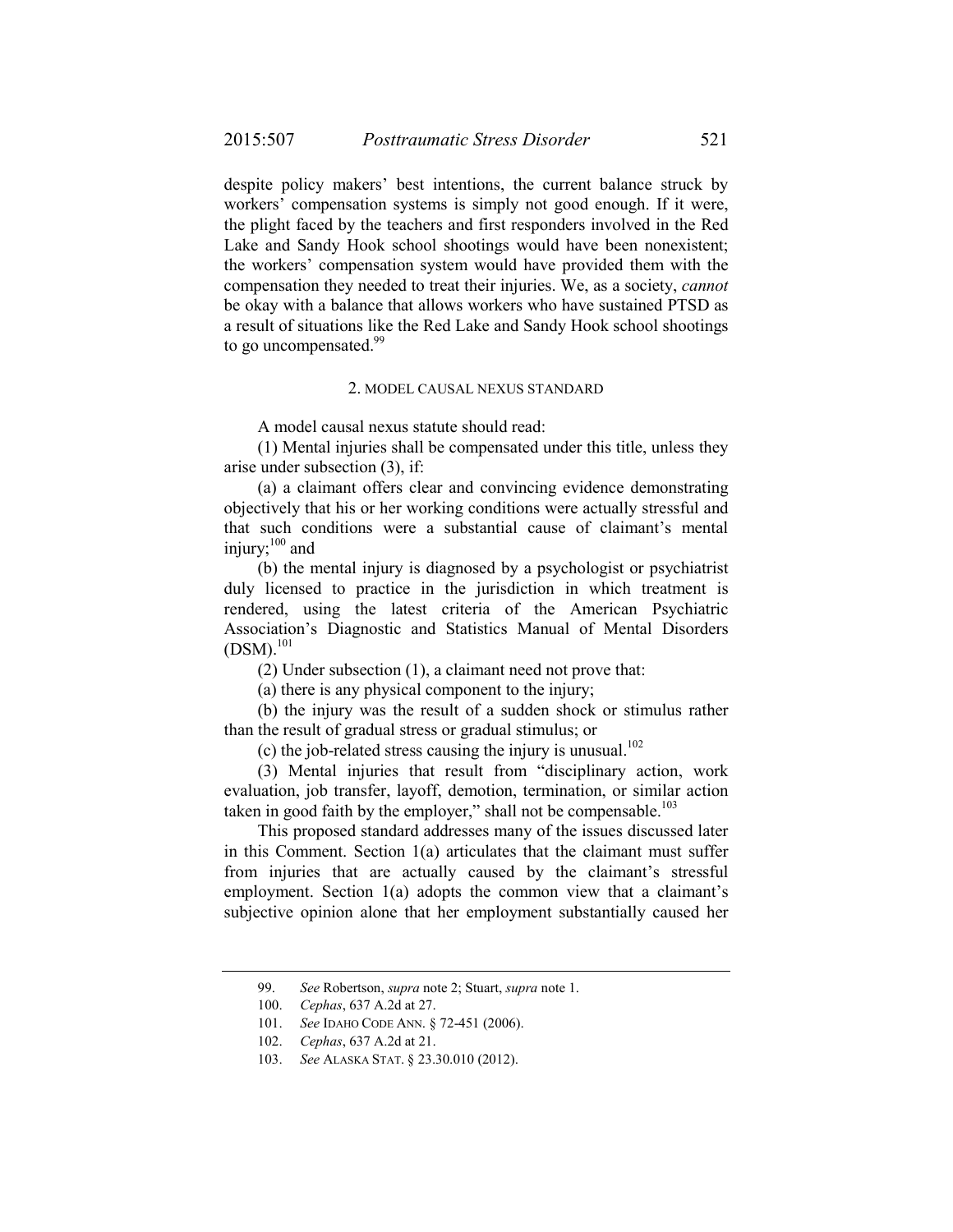despite policy makers' best intentions, the current balance struck by workers' compensation systems is simply not good enough. If it were, the plight faced by the teachers and first responders involved in the Red Lake and Sandy Hook school shootings would have been nonexistent; the workers' compensation system would have provided them with the compensation they needed to treat their injuries. We, as a society, *cannot* be okay with a balance that allows workers who have sustained PTSD as a result of situations like the Red Lake and Sandy Hook school shootings to go uncompensated.[99]

### 2. MODEL CAUSAL NEXUS STANDARD

A model causal nexus statute should read:

(1) Mental injuries shall be compensated under this title, unless they arise under subsection (3), if:

(a) a claimant offers clear and convincing evidence demonstrating objectively that his or her working conditions were actually stressful and that such conditions were a substantial cause of claimant's mental injury;[100] and

(b) the mental injury is diagnosed by a psychologist or psychiatrist duly licensed to practice in the jurisdiction in which treatment is rendered, using the latest criteria of the American Psychiatric Association's Diagnostic and Statistics Manual of Mental Disorders (DSM).[101]

(2) Under subsection (1), a claimant need not prove that:

(a) there is any physical component to the injury;

(b) the injury was the result of a sudden shock or stimulus rather than the result of gradual stress or gradual stimulus; or

(c) the job-related stress causing the injury is unusual.[102]

(3) Mental injuries that result from "disciplinary action, work evaluation, job transfer, layoff, demotion, termination, or similar action taken in good faith by the employer," shall not be compensable.[103]

This proposed standard addresses many of the issues discussed later in this Comment. Section 1(a) articulates that the claimant must suffer from injuries that are actually caused by the claimant's stressful employment. Section 1(a) adopts the common view that a claimant's subjective opinion alone that her employment substantially caused her

---

99. *See* Robertson, *supra* note 2; Stuart, *supra* note 1.

100. *Cephas*, 637 A.2d at 27.

101. *See* IDAHO CODE ANN. § 72-451 (2006).

102. *Cephas*, 637 A.2d at 21.

103. *See* ALASKA STAT. § 23.30.010 (2012).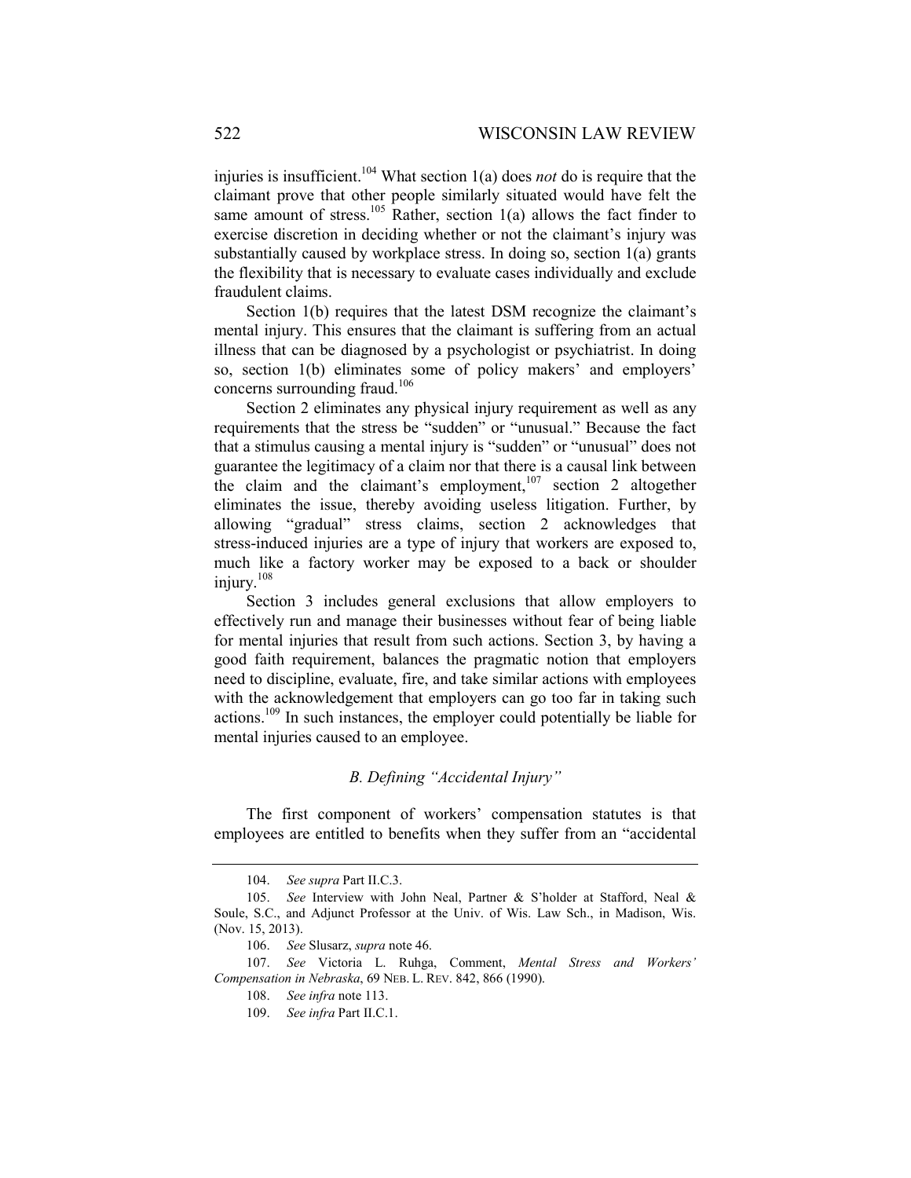injuries is insufficient.[104] What section 1(a) does *not* do is require that the claimant prove that other people similarly situated would have felt the same amount of stress.[105] Rather, section 1(a) allows the fact finder to exercise discretion in deciding whether or not the claimant's injury was substantially caused by workplace stress. In doing so, section 1(a) grants the flexibility that is necessary to evaluate cases individually and exclude fraudulent claims.

Section 1(b) requires that the latest DSM recognize the claimant's mental injury. This ensures that the claimant is suffering from an actual illness that can be diagnosed by a psychologist or psychiatrist. In doing so, section 1(b) eliminates some of policy makers' and employers' concerns surrounding fraud.[106]

Section 2 eliminates any physical injury requirement as well as any requirements that the stress be "sudden" or "unusual." Because the fact that a stimulus causing a mental injury is "sudden" or "unusual" does not guarantee the legitimacy of a claim nor that there is a causal link between the claim and the claimant's employment,[107] section 2 altogether eliminates the issue, thereby avoiding useless litigation. Further, by allowing "gradual" stress claims, section 2 acknowledges that stress-induced injuries are a type of injury that workers are exposed to, much like a factory worker may be exposed to a back or shoulder injury.[108]

Section 3 includes general exclusions that allow employers to effectively run and manage their businesses without fear of being liable for mental injuries that result from such actions. Section 3, by having a good faith requirement, balances the pragmatic notion that employers need to discipline, evaluate, fire, and take similar actions with employees with the acknowledgement that employers can go too far in taking such actions.[109] In such instances, the employer could potentially be liable for mental injuries caused to an employee.

### *B. Defining "Accidental Injury"*

The first component of workers' compensation statutes is that employees are entitled to benefits when they suffer from an "accidental

---

104. *See supra* Part II.C.3.

105. *See* Interview with John Neal, Partner & S'holder at Stafford, Neal & Soule, S.C., and Adjunct Professor at the Univ. of Wis. Law Sch., in Madison, Wis. (Nov. 15, 2013).

106. *See* Slusarz, *supra* note 46.

107. *See* Victoria L. Ruhga, Comment, *Mental Stress and Workers' Compensation in Nebraska*, 69 NEB. L. REV. 842, 866 (1990).

108. *See infra* note 113.

109. *See infra* Part II.C.1.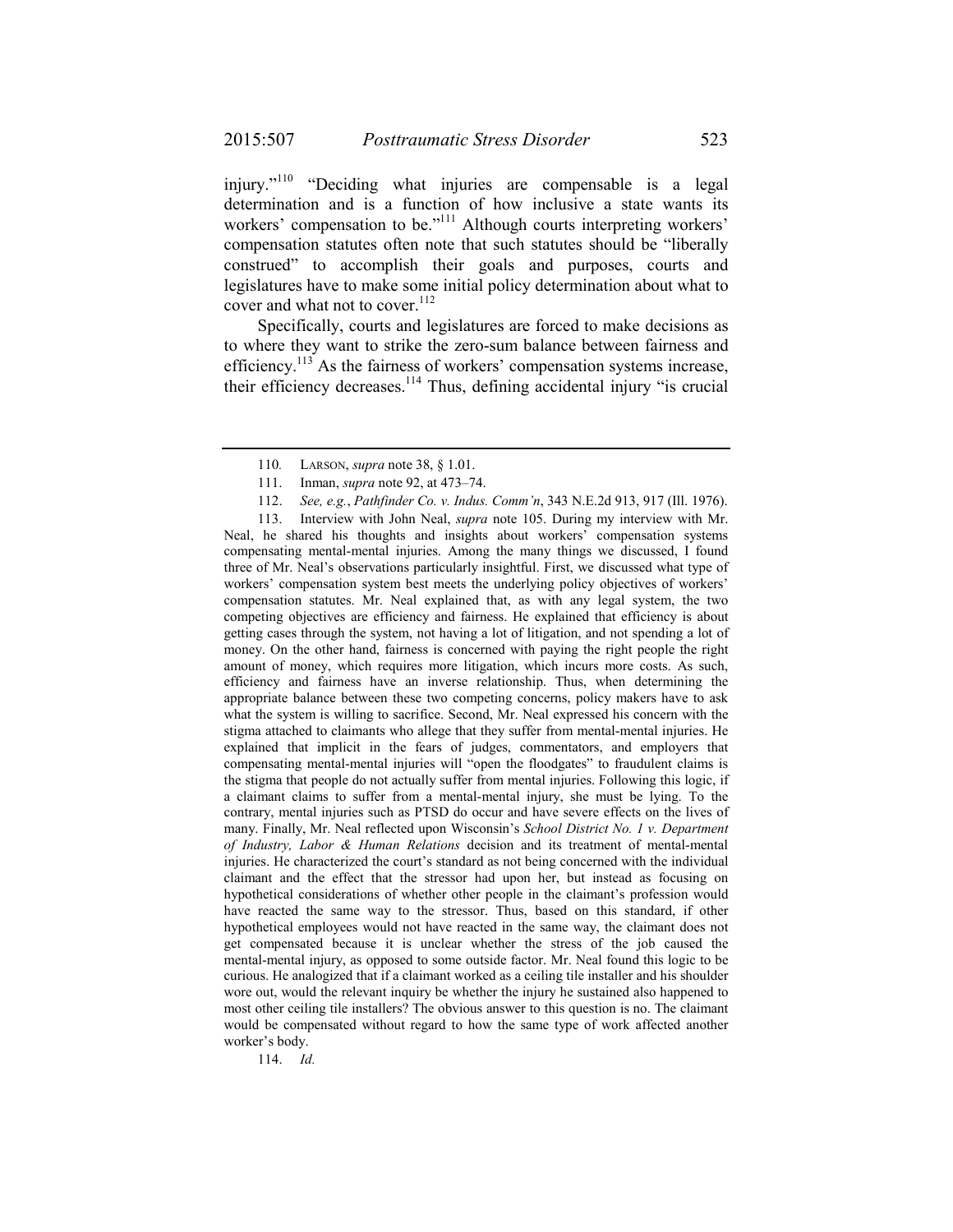injury."[110] "Deciding what injuries are compensable is a legal determination and is a function of how inclusive a state wants its workers' compensation to be."[111] Although courts interpreting workers' compensation statutes often note that such statutes should be "liberally construed" to accomplish their goals and purposes, courts and legislatures have to make some initial policy determination about what to cover and what not to cover.[112]

Specifically, courts and legislatures are forced to make decisions as to where they want to strike the zero-sum balance between fairness and efficiency.[113] As the fairness of workers' compensation systems increase, their efficiency decreases.[114] Thus, defining accidental injury "is crucial

---

110. LARSON, *supra* note 38, § 1.01.

111. Inman, *supra* note 92, at 473–74.

112. *See, e.g.*, *Pathfinder Co. v. Indus. Comm'n*, 343 N.E.2d 913, 917 (Ill. 1976).

113. Interview with John Neal, *supra* note 105. During my interview with Mr. Neal, he shared his thoughts and insights about workers' compensation systems compensating mental-mental injuries. Among the many things we discussed, I found three of Mr. Neal's observations particularly insightful. First, we discussed what type of workers' compensation system best meets the underlying policy objectives of workers' compensation statutes. Mr. Neal explained that, as with any legal system, the two competing objectives are efficiency and fairness. He explained that efficiency is about getting cases through the system, not having a lot of litigation, and not spending a lot of money. On the other hand, fairness is concerned with paying the right people the right amount of money, which requires more litigation, which incurs more costs. As such, efficiency and fairness have an inverse relationship. Thus, when determining the appropriate balance between these two competing concerns, policy makers have to ask what the system is willing to sacrifice. Second, Mr. Neal expressed his concern with the stigma attached to claimants who allege that they suffer from mental-mental injuries. He explained that implicit in the fears of judges, commentators, and employers that compensating mental-mental injuries will "open the floodgates" to fraudulent claims is the stigma that people do not actually suffer from mental injuries. Following this logic, if a claimant claims to suffer from a mental-mental injury, she must be lying. To the contrary, mental injuries such as PTSD do occur and have severe effects on the lives of many. Finally, Mr. Neal reflected upon Wisconsin's *School District No. 1 v. Department of Industry, Labor & Human Relations* decision and its treatment of mental-mental injuries. He characterized the court's standard as not being concerned with the individual claimant and the effect that the stressor had upon her, but instead as focusing on hypothetical considerations of whether other people in the claimant's profession would have reacted the same way to the stressor. Thus, based on this standard, if other hypothetical employees would not have reacted in the same way, the claimant does not get compensated because it is unclear whether the stress of the job caused the mental-mental injury, as opposed to some outside factor. Mr. Neal found this logic to be curious. He analogized that if a claimant worked as a ceiling tile installer and his shoulder wore out, would the relevant inquiry be whether the injury he sustained also happened to most other ceiling tile installers? The obvious answer to this question is no. The claimant would be compensated without regard to how the same type of work affected another worker's body.

114. *Id.*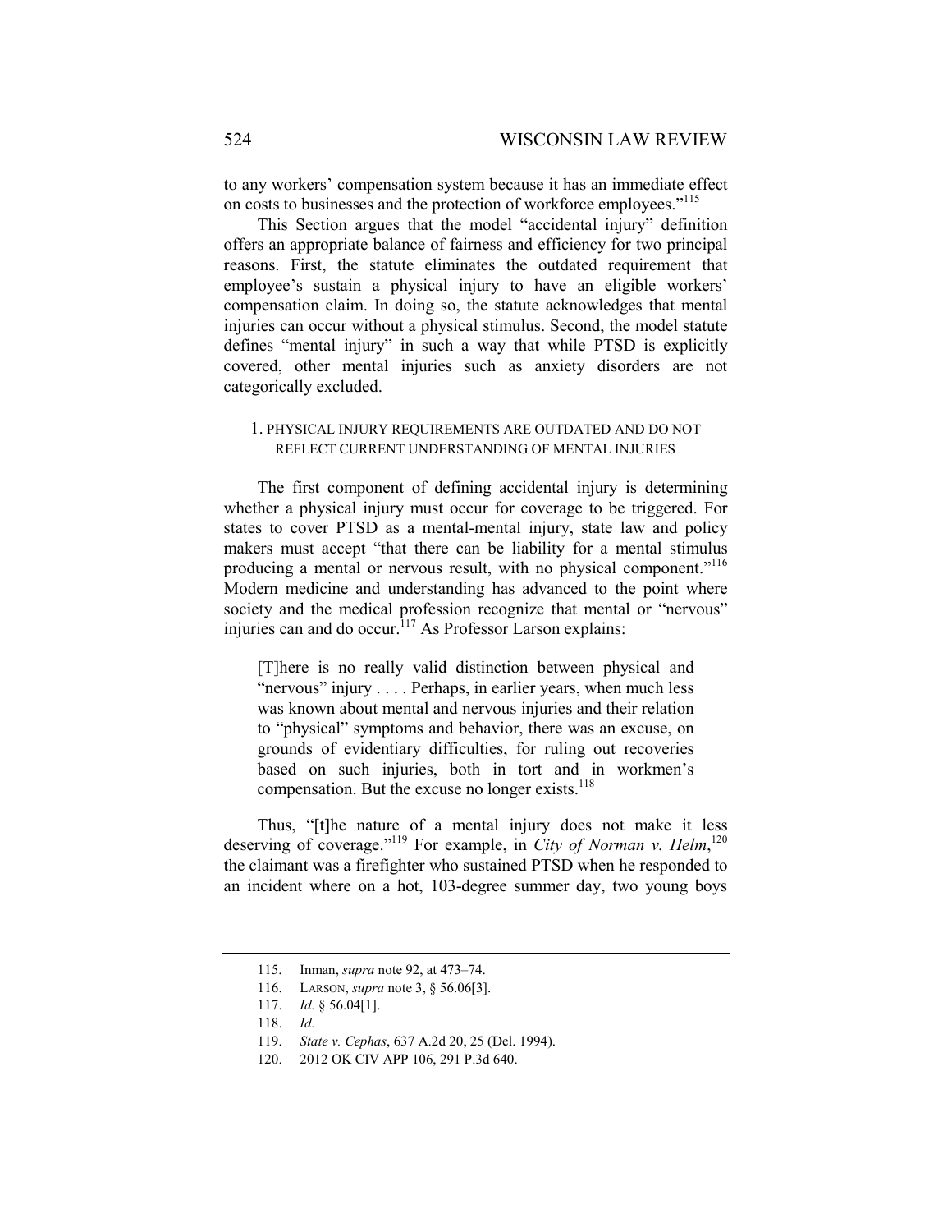to any workers' compensation system because it has an immediate effect on costs to businesses and the protection of workforce employees."[115]

This Section argues that the model "accidental injury" definition offers an appropriate balance of fairness and efficiency for two principal reasons. First, the statute eliminates the outdated requirement that employee's sustain a physical injury to have an eligible workers' compensation claim. In doing so, the statute acknowledges that mental injuries can occur without a physical stimulus. Second, the model statute defines "mental injury" in such a way that while PTSD is explicitly covered, other mental injuries such as anxiety disorders are not categorically excluded.

### 1. PHYSICAL INJURY REQUIREMENTS ARE OUTDATED AND DO NOT REFLECT CURRENT UNDERSTANDING OF MENTAL INJURIES

The first component of defining accidental injury is determining whether a physical injury must occur for coverage to be triggered. For states to cover PTSD as a mental-mental injury, state law and policy makers must accept "that there can be liability for a mental stimulus producing a mental or nervous result, with no physical component."[116] Modern medicine and understanding has advanced to the point where society and the medical profession recognize that mental or "nervous" injuries can and do occur.[117] As Professor Larson explains:

> [T]here is no really valid distinction between physical and "nervous" injury . . . . Perhaps, in earlier years, when much less was known about mental and nervous injuries and their relation to "physical" symptoms and behavior, there was an excuse, on grounds of evidentiary difficulties, for ruling out recoveries based on such injuries, both in tort and in workmen's compensation. But the excuse no longer exists.[118]

Thus, "[t]he nature of a mental injury does not make it less deserving of coverage."[119] For example, in *City of Norman v. Helm*,[120] the claimant was a firefighter who sustained PTSD when he responded to an incident where on a hot, 103-degree summer day, two young boys

---

115. Inman, *supra* note 92, at 473–74.

116. LARSON, *supra* note 3, § 56.06[3].

117. *Id.* § 56.04[1].

118. *Id.*

119. *State v. Cephas*, 637 A.2d 20, 25 (Del. 1994).

120. 2012 OK CIV APP 106, 291 P.3d 640.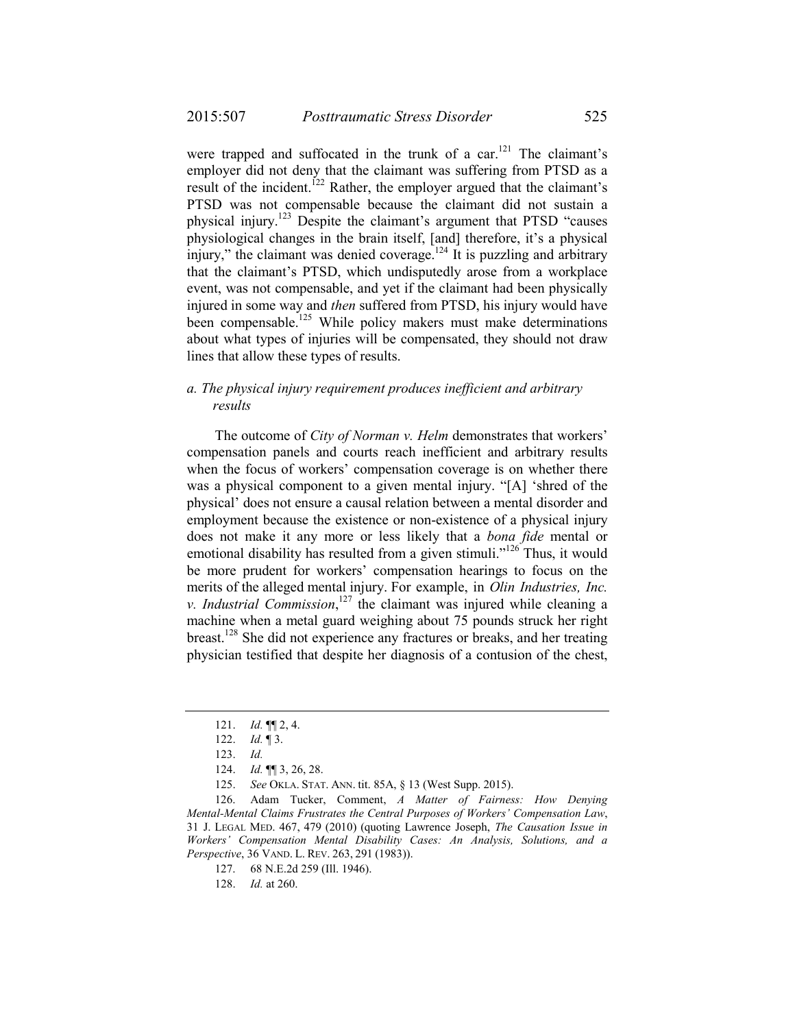were trapped and suffocated in the trunk of a car.[121] The claimant's employer did not deny that the claimant was suffering from PTSD as a result of the incident.[122] Rather, the employer argued that the claimant's PTSD was not compensable because the claimant did not sustain a physical injury.[123] Despite the claimant's argument that PTSD "causes physiological changes in the brain itself, [and] therefore, it's a physical injury," the claimant was denied coverage.[124] It is puzzling and arbitrary that the claimant's PTSD, which undisputedly arose from a workplace event, was not compensable, and yet if the claimant had been physically injured in some way and *then* suffered from PTSD, his injury would have been compensable.[125] While policy makers must make determinations about what types of injuries will be compensated, they should not draw lines that allow these types of results.

*a. The physical injury requirement produces inefficient and arbitrary results*

The outcome of *City of Norman v. Helm* demonstrates that workers' compensation panels and courts reach inefficient and arbitrary results when the focus of workers' compensation coverage is on whether there was a physical component to a given mental injury. "[A] 'shred of the physical' does not ensure a causal relation between a mental disorder and employment because the existence or non-existence of a physical injury does not make it any more or less likely that a *bona fide* mental or emotional disability has resulted from a given stimuli."[126] Thus, it would be more prudent for workers' compensation hearings to focus on the merits of the alleged mental injury. For example, in *Olin Industries, Inc. v. Industrial Commission*,[127] the claimant was injured while cleaning a machine when a metal guard weighing about 75 pounds struck her right breast.[128] She did not experience any fractures or breaks, and her treating physician testified that despite her diagnosis of a contusion of the chest,

---

121. *Id.* ¶¶ 2, 4.

122. *Id.* ¶ 3.

123. *Id.*

124. *Id.* ¶¶ 3, 26, 28.

125. *See* OKLA. STAT. ANN. tit. 85A, § 13 (West Supp. 2015).

126. Adam Tucker, Comment, *A Matter of Fairness: How Denying Mental-Mental Claims Frustrates the Central Purposes of Workers' Compensation Law*, 31 J. LEGAL MED. 467, 479 (2010) (quoting Lawrence Joseph, *The Causation Issue in Workers' Compensation Mental Disability Cases: An Analysis, Solutions, and a Perspective*, 36 VAND. L. REV. 263, 291 (1983)).

127. 68 N.E.2d 259 (Ill. 1946).

128. *Id.* at 260.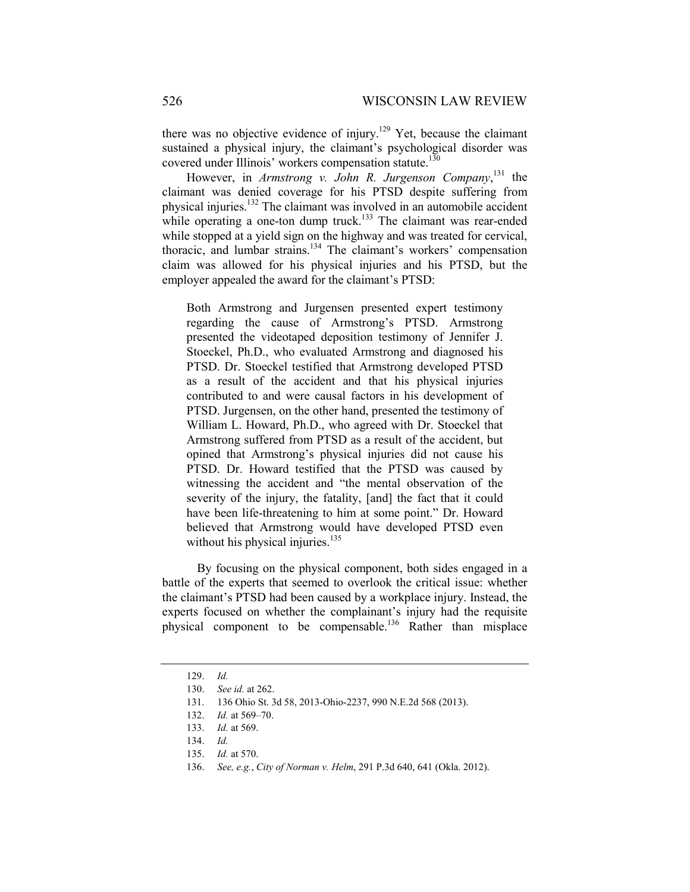there was no objective evidence of injury.[129] Yet, because the claimant sustained a physical injury, the claimant's psychological disorder was covered under Illinois' workers compensation statute.[130]

However, in *Armstrong v. John R. Jurgenson Company*,[131] the claimant was denied coverage for his PTSD despite suffering from physical injuries.[132] The claimant was involved in an automobile accident while operating a one-ton dump truck.[133] The claimant was rear-ended while stopped at a yield sign on the highway and was treated for cervical, thoracic, and lumbar strains.[134] The claimant's workers' compensation claim was allowed for his physical injuries and his PTSD, but the employer appealed the award for the claimant's PTSD:

> Both Armstrong and Jurgensen presented expert testimony regarding the cause of Armstrong's PTSD. Armstrong presented the videotaped deposition testimony of Jennifer J. Stoeckel, Ph.D., who evaluated Armstrong and diagnosed his PTSD. Dr. Stoeckel testified that Armstrong developed PTSD as a result of the accident and that his physical injuries contributed to and were causal factors in his development of PTSD. Jurgensen, on the other hand, presented the testimony of William L. Howard, Ph.D., who agreed with Dr. Stoeckel that Armstrong suffered from PTSD as a result of the accident, but opined that Armstrong's physical injuries did not cause his PTSD. Dr. Howard testified that the PTSD was caused by witnessing the accident and "the mental observation of the severity of the injury, the fatality, [and] the fact that it could have been life-threatening to him at some point." Dr. Howard believed that Armstrong would have developed PTSD even without his physical injuries.[135]

By focusing on the physical component, both sides engaged in a battle of the experts that seemed to overlook the critical issue: whether the claimant's PTSD had been caused by a workplace injury. Instead, the experts focused on whether the complainant's injury had the requisite physical component to be compensable.[136] Rather than misplace

---

129. *Id.*

130. *See id.* at 262.

131. 136 Ohio St. 3d 58, 2013-Ohio-2237, 990 N.E.2d 568 (2013).

132. *Id.* at 569–70.

133. *Id.* at 569.

134. *Id.*

135. *Id.* at 570.

136. *See, e.g.*, *City of Norman v. Helm*, 291 P.3d 640, 641 (Okla. 2012).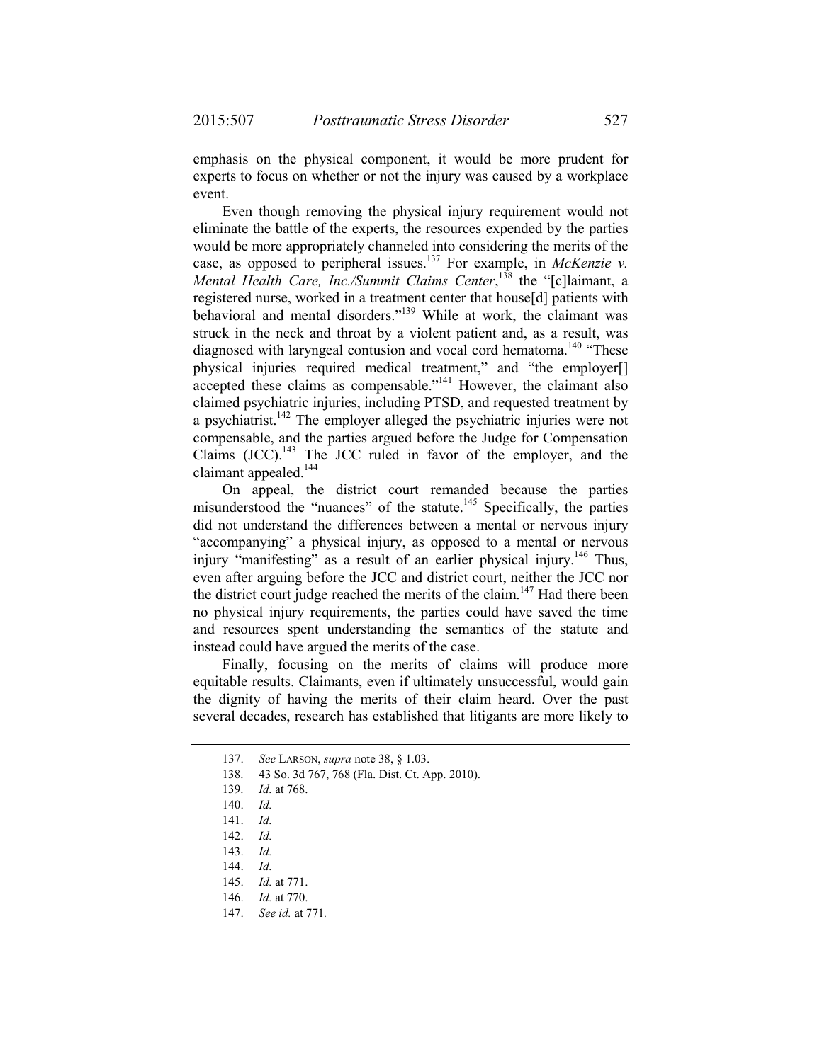emphasis on the physical component, it would be more prudent for experts to focus on whether or not the injury was caused by a workplace event.

Even though removing the physical injury requirement would not eliminate the battle of the experts, the resources expended by the parties would be more appropriately channeled into considering the merits of the case, as opposed to peripheral issues.[137] For example, in *McKenzie v. Mental Health Care, Inc./Summit Claims Center*,[138] the "[c]laimant, a registered nurse, worked in a treatment center that house[d] patients with behavioral and mental disorders."[139] While at work, the claimant was struck in the neck and throat by a violent patient and, as a result, was diagnosed with laryngeal contusion and vocal cord hematoma.[140] "These physical injuries required medical treatment," and "the employer[] accepted these claims as compensable."[141] However, the claimant also claimed psychiatric injuries, including PTSD, and requested treatment by a psychiatrist.[142] The employer alleged the psychiatric injuries were not compensable, and the parties argued before the Judge for Compensation Claims (JCC).[143] The JCC ruled in favor of the employer, and the claimant appealed.[144]

On appeal, the district court remanded because the parties misunderstood the "nuances" of the statute.[145] Specifically, the parties did not understand the differences between a mental or nervous injury "accompanying" a physical injury, as opposed to a mental or nervous injury "manifesting" as a result of an earlier physical injury.[146] Thus, even after arguing before the JCC and district court, neither the JCC nor the district court judge reached the merits of the claim.[147] Had there been no physical injury requirements, the parties could have saved the time and resources spent understanding the semantics of the statute and instead could have argued the merits of the case.

Finally, focusing on the merits of claims will produce more equitable results. Claimants, even if ultimately unsuccessful, would gain the dignity of having the merits of their claim heard. Over the past several decades, research has established that litigants are more likely to

---

137. *See* LARSON, *supra* note 38, § 1.03.

138. 43 So. 3d 767, 768 (Fla. Dist. Ct. App. 2010).

139. *Id.* at 768.

140. *Id.*

141. *Id.*

142. *Id.*

143. *Id.*

144. *Id.*

145. *Id.* at 771.

146. *Id.* at 770.

147. *See id.* at 771.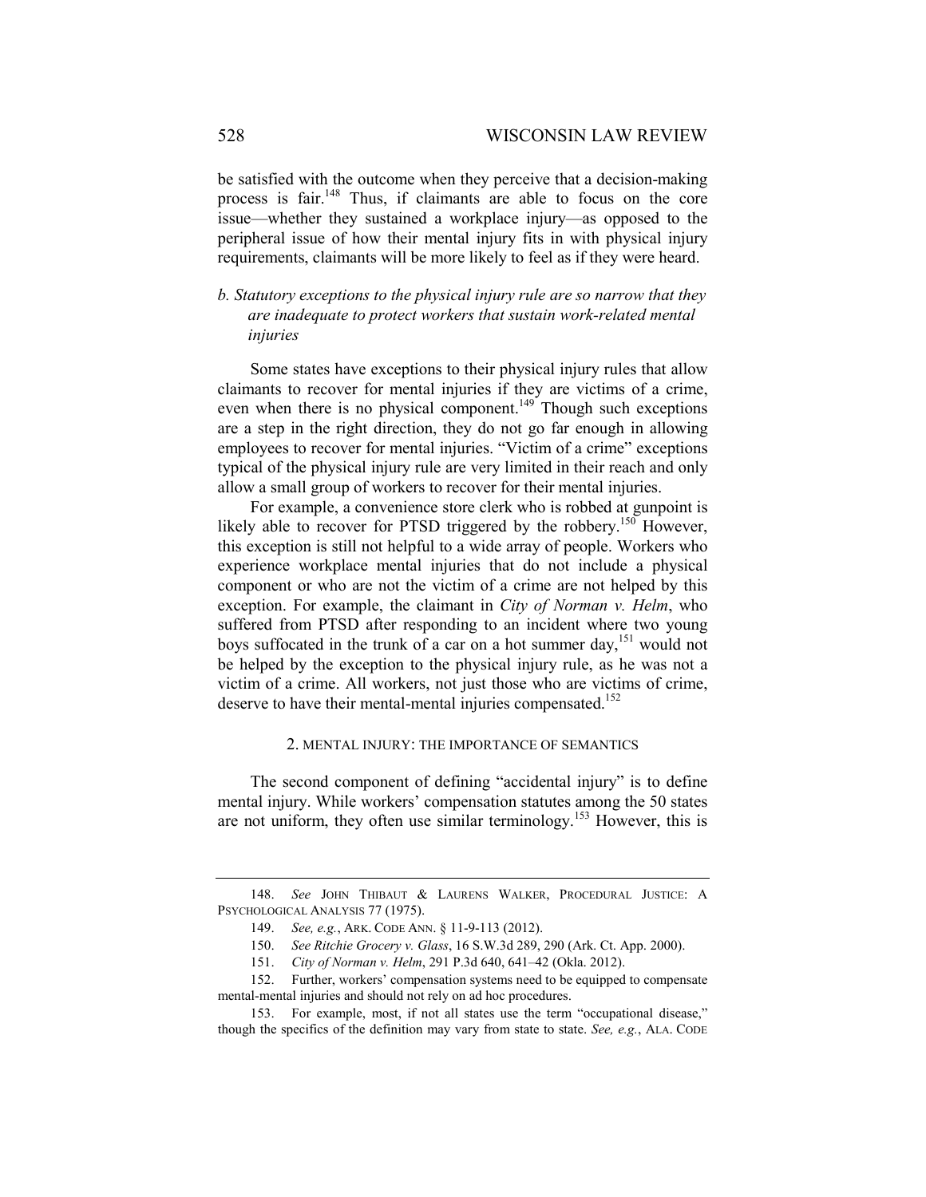be satisfied with the outcome when they perceive that a decision-making process is fair.[148] Thus, if claimants are able to focus on the core issue—whether they sustained a workplace injury—as opposed to the peripheral issue of how their mental injury fits in with physical injury requirements, claimants will be more likely to feel as if they were heard.

#### *b. Statutory exceptions to the physical injury rule are so narrow that they are inadequate to protect workers that sustain work-related mental injuries*

Some states have exceptions to their physical injury rules that allow claimants to recover for mental injuries if they are victims of a crime, even when there is no physical component.[149] Though such exceptions are a step in the right direction, they do not go far enough in allowing employees to recover for mental injuries. "Victim of a crime" exceptions typical of the physical injury rule are very limited in their reach and only allow a small group of workers to recover for their mental injuries.

For example, a convenience store clerk who is robbed at gunpoint is likely able to recover for PTSD triggered by the robbery.[150] However, this exception is still not helpful to a wide array of people. Workers who experience workplace mental injuries that do not include a physical component or who are not the victim of a crime are not helped by this exception. For example, the claimant in *City of Norman v. Helm*, who suffered from PTSD after responding to an incident where two young boys suffocated in the trunk of a car on a hot summer day,[151] would not be helped by the exception to the physical injury rule, as he was not a victim of a crime. All workers, not just those who are victims of crime, deserve to have their mental-mental injuries compensated.[152]

### 2. MENTAL INJURY: THE IMPORTANCE OF SEMANTICS

The second component of defining "accidental injury" is to define mental injury. While workers' compensation statutes among the 50 states are not uniform, they often use similar terminology.[153] However, this is

---

148. *See* JOHN THIBAUT & LAURENS WALKER, PROCEDURAL JUSTICE: A PSYCHOLOGICAL ANALYSIS 77 (1975).

149. *See, e.g.*, ARK. CODE ANN. § 11-9-113 (2012).

150. *See Ritchie Grocery v. Glass*, 16 S.W.3d 289, 290 (Ark. Ct. App. 2000).

151. *City of Norman v. Helm*, 291 P.3d 640, 641–42 (Okla. 2012).

152. Further, workers' compensation systems need to be equipped to compensate mental-mental injuries and should not rely on ad hoc procedures.

153. For example, most, if not all states use the term "occupational disease," though the specifics of the definition may vary from state to state. *See, e.g.*, ALA. CODE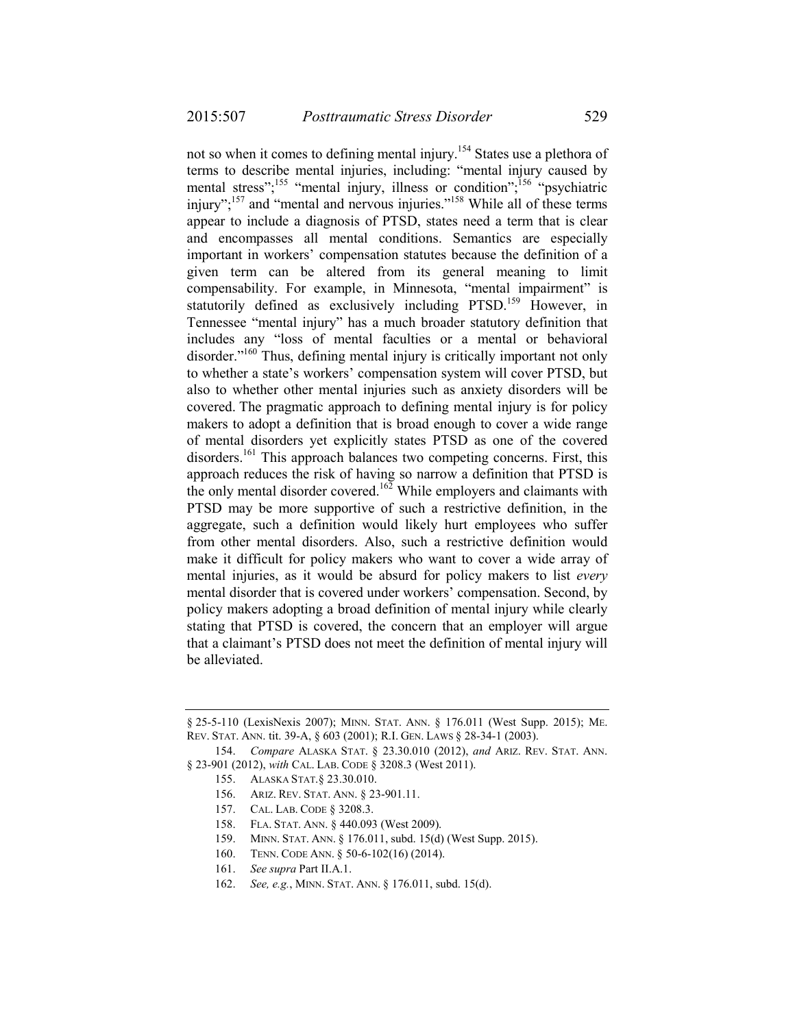not so when it comes to defining mental injury.[154] States use a plethora of terms to describe mental injuries, including: "mental injury caused by mental stress";[155] "mental injury, illness or condition";[156] "psychiatric injury";[157] and "mental and nervous injuries."[158] While all of these terms appear to include a diagnosis of PTSD, states need a term that is clear and encompasses all mental conditions. Semantics are especially important in workers' compensation statutes because the definition of a given term can be altered from its general meaning to limit compensability. For example, in Minnesota, "mental impairment" is statutorily defined as exclusively including PTSD.[159] However, in Tennessee "mental injury" has a much broader statutory definition that includes any "loss of mental faculties or a mental or behavioral disorder."[160] Thus, defining mental injury is critically important not only to whether a state's workers' compensation system will cover PTSD, but also to whether other mental injuries such as anxiety disorders will be covered. The pragmatic approach to defining mental injury is for policy makers to adopt a definition that is broad enough to cover a wide range of mental disorders yet explicitly states PTSD as one of the covered disorders.[161] This approach balances two competing concerns. First, this approach reduces the risk of having so narrow a definition that PTSD is the only mental disorder covered.[162] While employers and claimants with PTSD may be more supportive of such a restrictive definition, in the aggregate, such a definition would likely hurt employees who suffer from other mental disorders. Also, such a restrictive definition would make it difficult for policy makers who want to cover a wide array of mental injuries, as it would be absurd for policy makers to list *every* mental disorder that is covered under workers' compensation. Second, by policy makers adopting a broad definition of mental injury while clearly stating that PTSD is covered, the concern that an employer will argue that a claimant's PTSD does not meet the definition of mental injury will be alleviated.

---

§ 25-5-110 (LexisNexis 2007); MINN. STAT. ANN. § 176.011 (West Supp. 2015); ME. REV. STAT. ANN. tit. 39-A, § 603 (2001); R.I. GEN. LAWS § 28-34-1 (2003).

154. *Compare* ALASKA STAT. § 23.30.010 (2012), *and* ARIZ. REV. STAT. ANN. § 23-901 (2012), *with* CAL. LAB. CODE § 3208.3 (West 2011).

155. ALASKA STAT.§ 23.30.010.

156. ARIZ. REV. STAT. ANN. § 23-901.11.

157. CAL. LAB. CODE § 3208.3.

158. FLA. STAT. ANN. § 440.093 (West 2009).

159. MINN. STAT. ANN. § 176.011, subd. 15(d) (West Supp. 2015).

160. TENN. CODE ANN. § 50-6-102(16) (2014).

161. *See supra* Part II.A.1.

162. *See, e.g.*, MINN. STAT. ANN. § 176.011, subd. 15(d).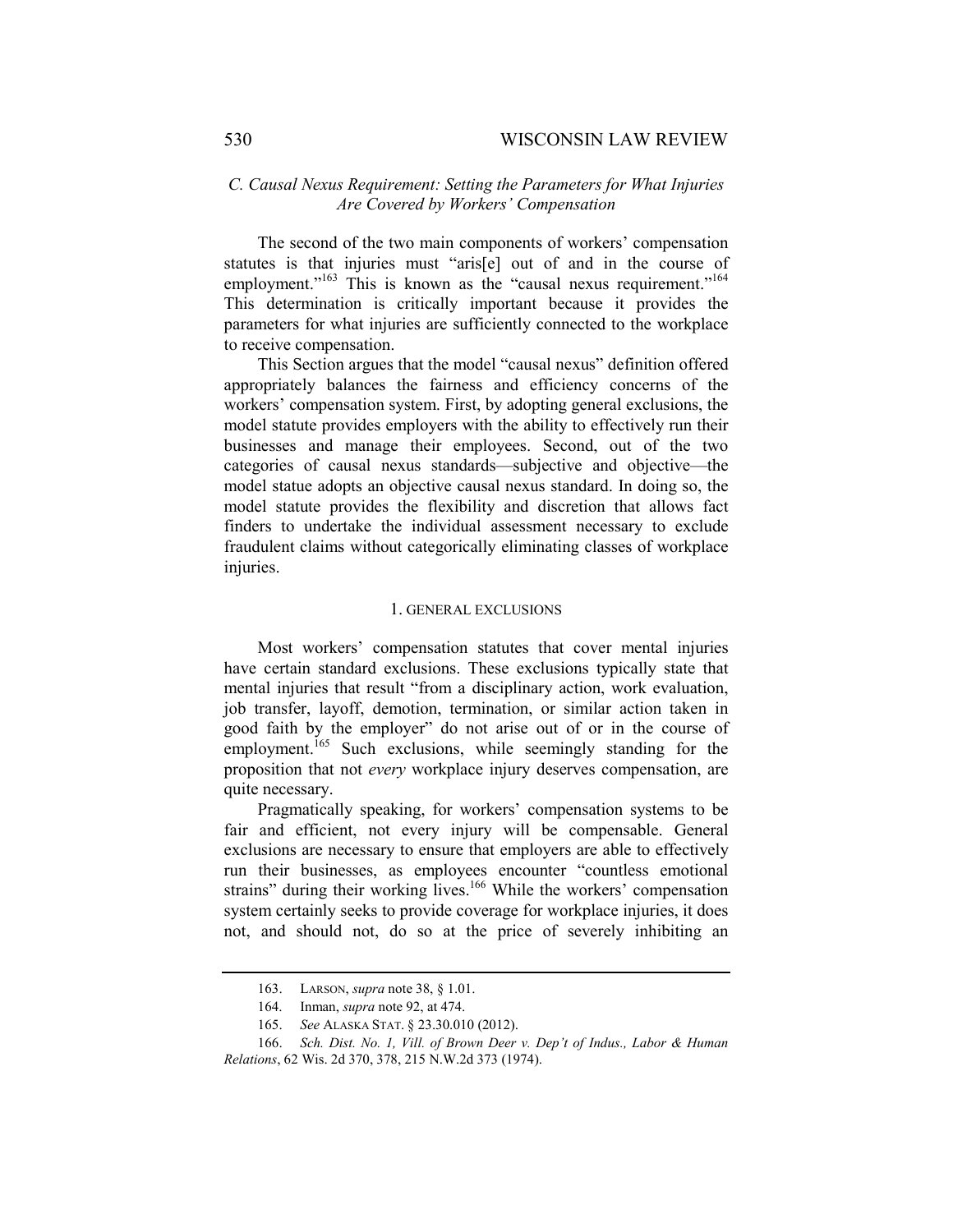### *C. Causal Nexus Requirement: Setting the Parameters for What Injuries Are Covered by Workers' Compensation*

The second of the two main components of workers' compensation statutes is that injuries must "aris[e] out of and in the course of employment."[163] This is known as the "causal nexus requirement."[164] This determination is critically important because it provides the parameters for what injuries are sufficiently connected to the workplace to receive compensation.

This Section argues that the model "causal nexus" definition offered appropriately balances the fairness and efficiency concerns of the workers' compensation system. First, by adopting general exclusions, the model statute provides employers with the ability to effectively run their businesses and manage their employees. Second, out of the two categories of causal nexus standards—subjective and objective—the model statue adopts an objective causal nexus standard. In doing so, the model statute provides the flexibility and discretion that allows fact finders to undertake the individual assessment necessary to exclude fraudulent claims without categorically eliminating classes of workplace injuries.

#### 1. GENERAL EXCLUSIONS

Most workers' compensation statutes that cover mental injuries have certain standard exclusions. These exclusions typically state that mental injuries that result "from a disciplinary action, work evaluation, job transfer, layoff, demotion, termination, or similar action taken in good faith by the employer" do not arise out of or in the course of employment.[165] Such exclusions, while seemingly standing for the proposition that not *every* workplace injury deserves compensation, are quite necessary.

Pragmatically speaking, for workers' compensation systems to be fair and efficient, not every injury will be compensable. General exclusions are necessary to ensure that employers are able to effectively run their businesses, as employees encounter "countless emotional strains" during their working lives.[166] While the workers' compensation system certainly seeks to provide coverage for workplace injuries, it does not, and should not, do so at the price of severely inhibiting an

---

163. LARSON, *supra* note 38, § 1.01.

164. Inman, *supra* note 92, at 474.

165. *See* ALASKA STAT. § 23.30.010 (2012).

166. *Sch. Dist. No. 1, Vill. of Brown Deer v. Dep't of Indus., Labor & Human Relations*, 62 Wis. 2d 370, 378, 215 N.W.2d 373 (1974).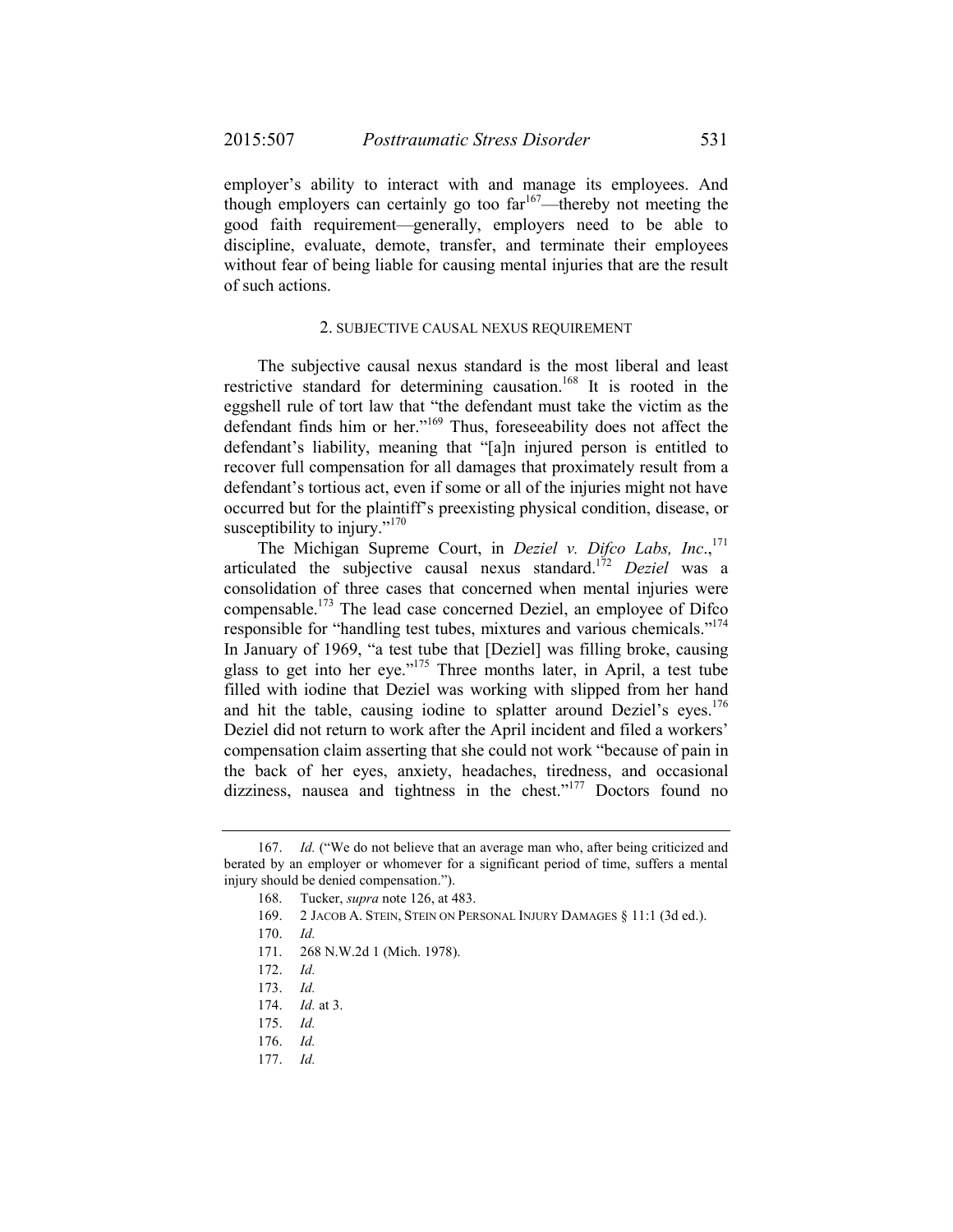employer's ability to interact with and manage its employees. And though employers can certainly go too far[167]—thereby not meeting the good faith requirement—generally, employers need to be able to discipline, evaluate, demote, transfer, and terminate their employees without fear of being liable for causing mental injuries that are the result of such actions.

### 2. SUBJECTIVE CAUSAL NEXUS REQUIREMENT

The subjective causal nexus standard is the most liberal and least restrictive standard for determining causation.[168] It is rooted in the eggshell rule of tort law that "the defendant must take the victim as the defendant finds him or her."[169] Thus, foreseeability does not affect the defendant's liability, meaning that "[a]n injured person is entitled to recover full compensation for all damages that proximately result from a defendant's tortious act, even if some or all of the injuries might not have occurred but for the plaintiff's preexisting physical condition, disease, or susceptibility to injury."[170]

The Michigan Supreme Court, in *Deziel v. Difco Labs, Inc.*,[171] articulated the subjective causal nexus standard.[172] *Deziel* was a consolidation of three cases that concerned when mental injuries were compensable.[173] The lead case concerned Deziel, an employee of Difco responsible for "handling test tubes, mixtures and various chemicals."[174] In January of 1969, "a test tube that [Deziel] was filling broke, causing glass to get into her eye."[175] Three months later, in April, a test tube filled with iodine that Deziel was working with slipped from her hand and hit the table, causing iodine to splatter around Deziel's eyes.[176] Deziel did not return to work after the April incident and filed a workers' compensation claim asserting that she could not work "because of pain in the back of her eyes, anxiety, headaches, tiredness, and occasional dizziness, nausea and tightness in the chest."[177] Doctors found no

---

167. *Id.* ("We do not believe that an average man who, after being criticized and berated by an employer or whomever for a significant period of time, suffers a mental injury should be denied compensation.").

168. Tucker, *supra* note 126, at 483.

169. 2 JACOB A. STEIN, STEIN ON PERSONAL INJURY DAMAGES § 11:1 (3d ed.).

170. *Id.*

171. 268 N.W.2d 1 (Mich. 1978).

172. *Id.*

173. *Id.*

174. *Id.* at 3.

175. *Id.*

176. *Id.*

177. *Id.*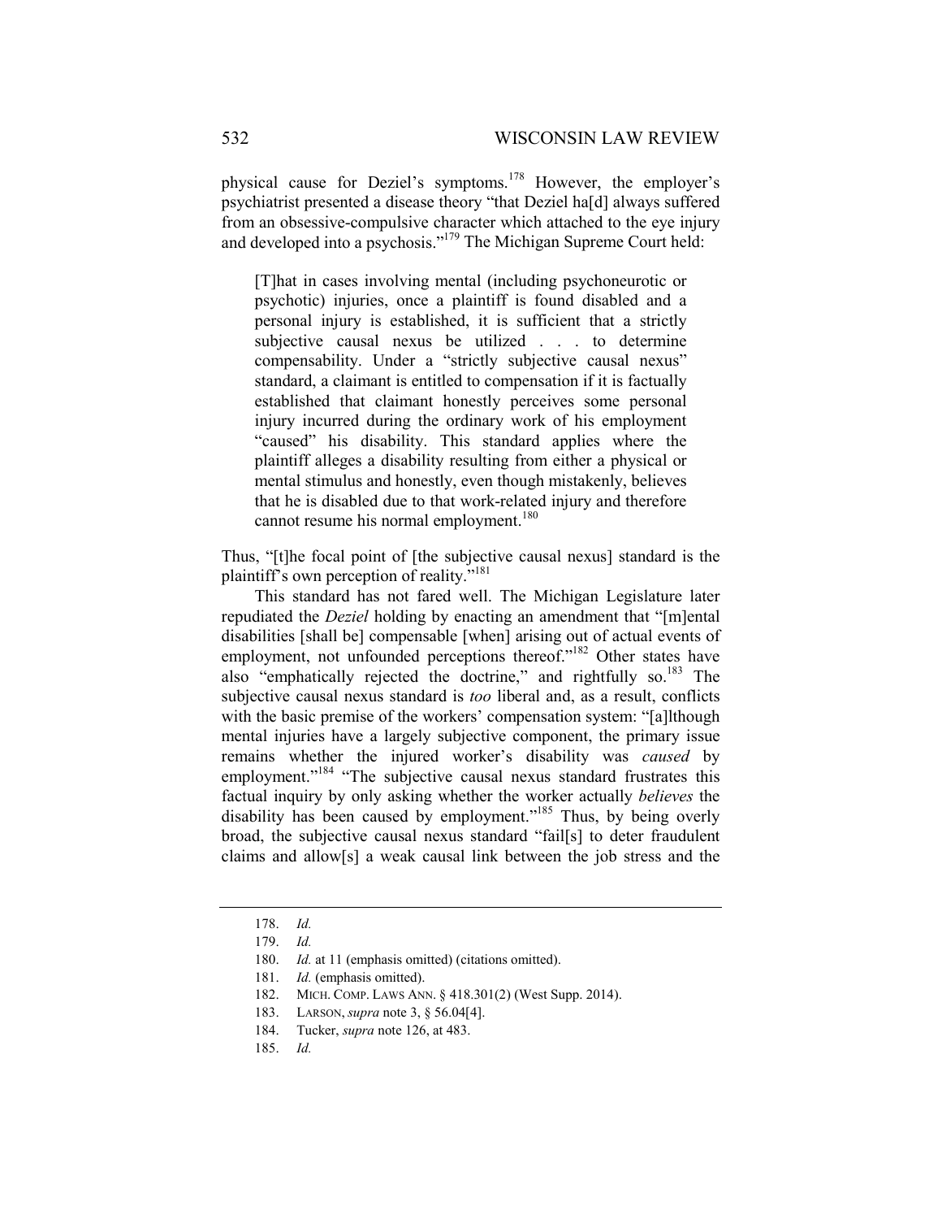physical cause for Deziel's symptoms.[178] However, the employer's psychiatrist presented a disease theory "that Deziel ha[d] always suffered from an obsessive-compulsive character which attached to the eye injury and developed into a psychosis."[179] The Michigan Supreme Court held:

> [T]hat in cases involving mental (including psychoneurotic or psychotic) injuries, once a plaintiff is found disabled and a personal injury is established, it is sufficient that a strictly subjective causal nexus be utilized . . . to determine compensability. Under a "strictly subjective causal nexus" standard, a claimant is entitled to compensation if it is factually established that claimant honestly perceives some personal injury incurred during the ordinary work of his employment "caused" his disability. This standard applies where the plaintiff alleges a disability resulting from either a physical or mental stimulus and honestly, even though mistakenly, believes that he is disabled due to that work-related injury and therefore cannot resume his normal employment.[180]

Thus, "[t]he focal point of [the subjective causal nexus] standard is the plaintiff's own perception of reality."[181]

This standard has not fared well. The Michigan Legislature later repudiated the *Deziel* holding by enacting an amendment that "[m]ental disabilities [shall be] compensable [when] arising out of actual events of employment, not unfounded perceptions thereof."[182] Other states have also "emphatically rejected the doctrine," and rightfully so.[183] The subjective causal nexus standard is *too* liberal and, as a result, conflicts with the basic premise of the workers' compensation system: "[a]lthough mental injuries have a largely subjective component, the primary issue remains whether the injured worker's disability was *caused* by employment."[184] "The subjective causal nexus standard frustrates this factual inquiry by only asking whether the worker actually *believes* the disability has been caused by employment."[185] Thus, by being overly broad, the subjective causal nexus standard "fail[s] to deter fraudulent claims and allow[s] a weak causal link between the job stress and the

---

178. *Id.*

179. *Id.*

180. *Id.* at 11 (emphasis omitted) (citations omitted).

181. *Id.* (emphasis omitted).

182. MICH. COMP. LAWS ANN. § 418.301(2) (West Supp. 2014).

183. LARSON, *supra* note 3, § 56.04[4].

184. Tucker, *supra* note 126, at 483.

185. *Id.*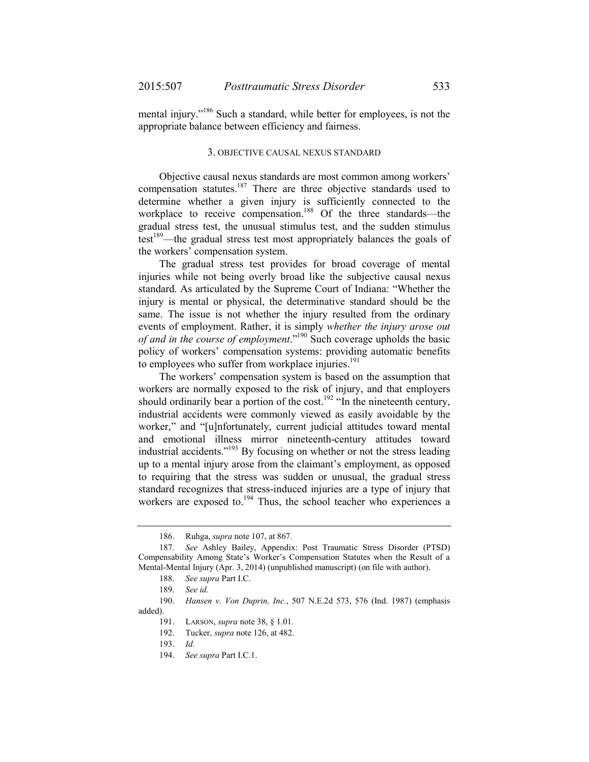mental injury."[186] Such a standard, while better for employees, is not the appropriate balance between efficiency and fairness.

### 3. OBJECTIVE CAUSAL NEXUS STANDARD

Objective causal nexus standards are most common among workers' compensation statutes.[187] There are three objective standards used to determine whether a given injury is sufficiently connected to the workplace to receive compensation.[188] Of the three standards—the gradual stress test, the unusual stimulus test, and the sudden stimulus test[189]—the gradual stress test most appropriately balances the goals of the workers' compensation system.

The gradual stress test provides for broad coverage of mental injuries while not being overly broad like the subjective causal nexus standard. As articulated by the Supreme Court of Indiana: "Whether the injury is mental or physical, the determinative standard should be the same. The issue is not whether the injury resulted from the ordinary events of employment. Rather, it is simply *whether the injury arose out of and in the course of employment*."[190] Such coverage upholds the basic policy of workers' compensation systems: providing automatic benefits to employees who suffer from workplace injuries.[191]

The workers' compensation system is based on the assumption that workers are normally exposed to the risk of injury, and that employers should ordinarily bear a portion of the cost.[192] "In the nineteenth century, industrial accidents were commonly viewed as easily avoidable by the worker," and "[u]nfortunately, current judicial attitudes toward mental and emotional illness mirror nineteenth-century attitudes toward industrial accidents."[193] By focusing on whether or not the stress leading up to a mental injury arose from the claimant's employment, as opposed to requiring that the stress was sudden or unusual, the gradual stress standard recognizes that stress-induced injuries are a type of injury that workers are exposed to.[194] Thus, the school teacher who experiences a

---

186. Ruhga, *supra* note 107, at 867.

187. *See* Ashley Bailey, Appendix: Post Traumatic Stress Disorder (PTSD) Compensability Among State's Worker's Compensation Statutes when the Result of a Mental-Mental Injury (Apr. 3, 2014) (unpublished manuscript) (on file with author).

188. *See supra* Part I.C.

189. *See id.*

190. *Hansen v. Von Duprin, Inc.*, 507 N.E.2d 573, 576 (Ind. 1987) (emphasis added).

191. LARSON, *supra* note 38, § 1.01.

192. Tucker, *supra* note 126, at 482.

193. *Id.*

194. *See supra* Part I.C.1.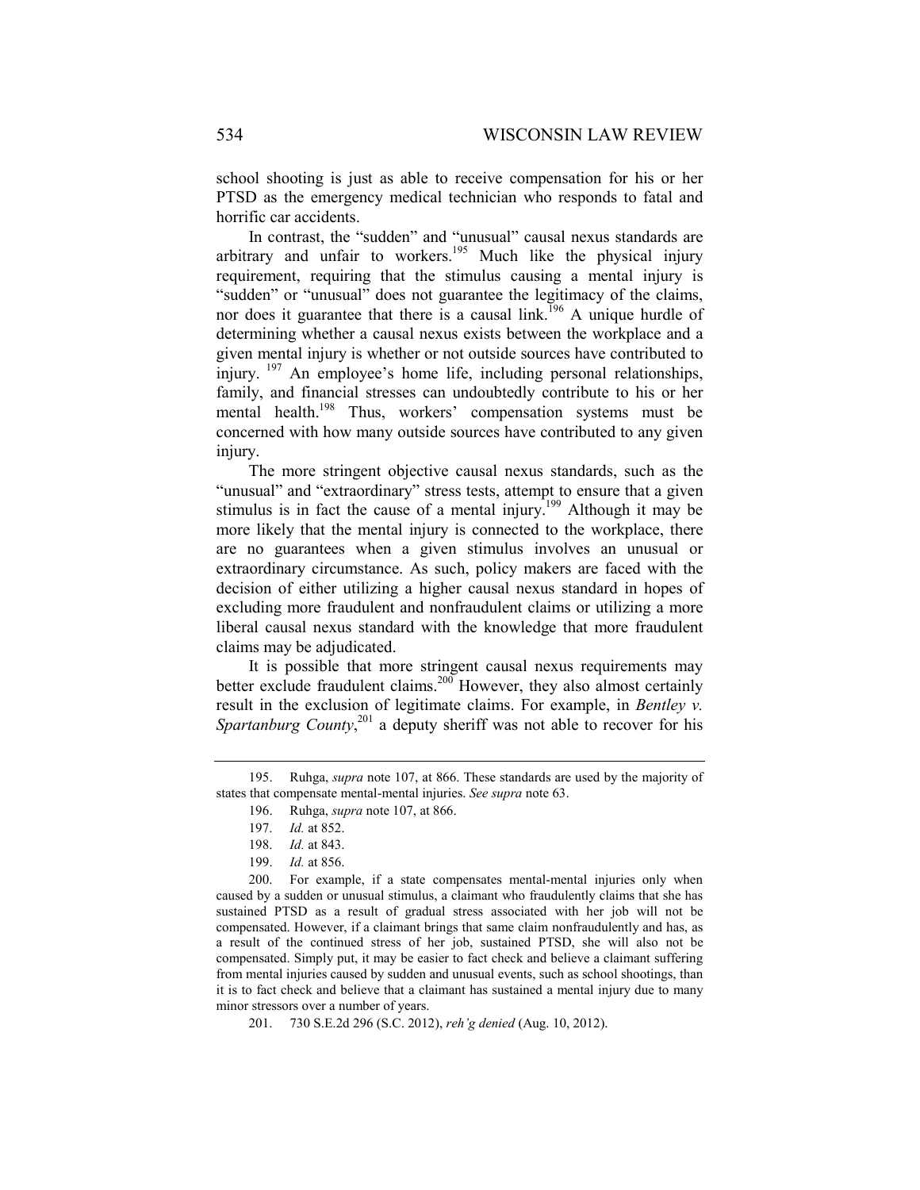school shooting is just as able to receive compensation for his or her PTSD as the emergency medical technician who responds to fatal and horrific car accidents.

In contrast, the "sudden" and "unusual" causal nexus standards are arbitrary and unfair to workers.[195] Much like the physical injury requirement, requiring that the stimulus causing a mental injury is "sudden" or "unusual" does not guarantee the legitimacy of the claims, nor does it guarantee that there is a causal link.[196] A unique hurdle of determining whether a causal nexus exists between the workplace and a given mental injury is whether or not outside sources have contributed to injury.[197] An employee's home life, including personal relationships, family, and financial stresses can undoubtedly contribute to his or her mental health.[198] Thus, workers' compensation systems must be concerned with how many outside sources have contributed to any given injury.

The more stringent objective causal nexus standards, such as the "unusual" and "extraordinary" stress tests, attempt to ensure that a given stimulus is in fact the cause of a mental injury.[199] Although it may be more likely that the mental injury is connected to the workplace, there are no guarantees when a given stimulus involves an unusual or extraordinary circumstance. As such, policy makers are faced with the decision of either utilizing a higher causal nexus standard in hopes of excluding more fraudulent and nonfraudulent claims or utilizing a more liberal causal nexus standard with the knowledge that more fraudulent claims may be adjudicated.

It is possible that more stringent causal nexus requirements may better exclude fraudulent claims.[200] However, they also almost certainly result in the exclusion of legitimate claims. For example, in *Bentley v. Spartanburg County*,[201] a deputy sheriff was not able to recover for his

---

195. Ruhga, *supra* note 107, at 866. These standards are used by the majority of states that compensate mental-mental injuries. *See supra* note 63.

196. Ruhga, *supra* note 107, at 866.

197. *Id.* at 852.

198. *Id.* at 843.

199. *Id.* at 856.

200. For example, if a state compensates mental-mental injuries only when caused by a sudden or unusual stimulus, a claimant who fraudulently claims that she has sustained PTSD as a result of gradual stress associated with her job will not be compensated. However, if a claimant brings that same claim nonfraudulently and has, as a result of the continued stress of her job, sustained PTSD, she will also not be compensated. Simply put, it may be easier to fact check and believe a claimant suffering from mental injuries caused by sudden and unusual events, such as school shootings, than it is to fact check and believe that a claimant has sustained a mental injury due to many minor stressors over a number of years.

201. 730 S.E.2d 296 (S.C. 2012), *reh'g denied* (Aug. 10, 2012).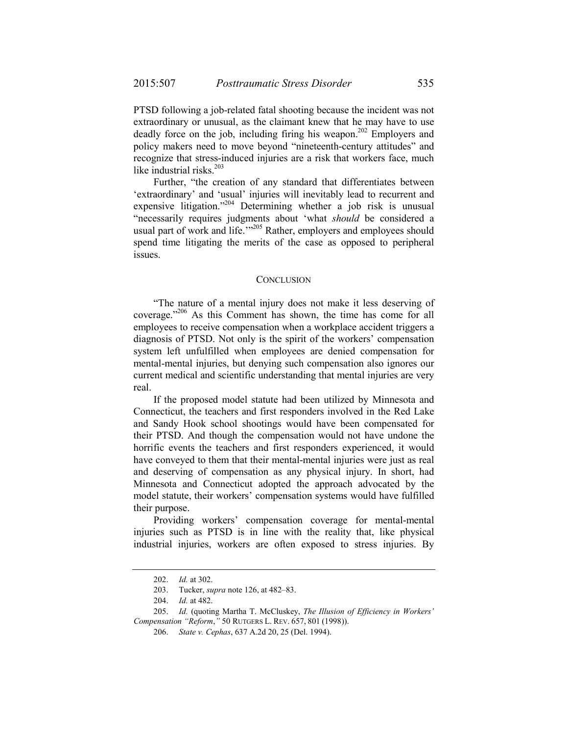PTSD following a job-related fatal shooting because the incident was not extraordinary or unusual, as the claimant knew that he may have to use deadly force on the job, including firing his weapon.[202] Employers and policy makers need to move beyond "nineteenth-century attitudes" and recognize that stress-induced injuries are a risk that workers face, much like industrial risks.[203]

Further, "the creation of any standard that differentiates between 'extraordinary' and 'usual' injuries will inevitably lead to recurrent and expensive litigation."[204] Determining whether a job risk is unusual "necessarily requires judgments about 'what *should* be considered a usual part of work and life.'"[205] Rather, employers and employees should spend time litigating the merits of the case as opposed to peripheral issues.

## CONCLUSION

"The nature of a mental injury does not make it less deserving of coverage."[206] As this Comment has shown, the time has come for all employees to receive compensation when a workplace accident triggers a diagnosis of PTSD. Not only is the spirit of the workers' compensation system left unfulfilled when employees are denied compensation for mental-mental injuries, but denying such compensation also ignores our current medical and scientific understanding that mental injuries are very real.

If the proposed model statute had been utilized by Minnesota and Connecticut, the teachers and first responders involved in the Red Lake and Sandy Hook school shootings would have been compensated for their PTSD. And though the compensation would not have undone the horrific events the teachers and first responders experienced, it would have conveyed to them that their mental-mental injuries were just as real and deserving of compensation as any physical injury. In short, had Minnesota and Connecticut adopted the approach advocated by the model statute, their workers' compensation systems would have fulfilled their purpose.

Providing workers' compensation coverage for mental-mental injuries such as PTSD is in line with the reality that, like physical industrial injuries, workers are often exposed to stress injuries. By

---

202. *Id.* at 302.

203. Tucker, *supra* note 126, at 482–83.

204. *Id.* at 482.

205. *Id.* (quoting Martha T. McCluskey, *The Illusion of Efficiency in Workers' Compensation "Reform*,*"* 50 RUTGERS L. REV. 657, 801 (1998)).

206. *State v. Cephas*, 637 A.2d 20, 25 (Del. 1994).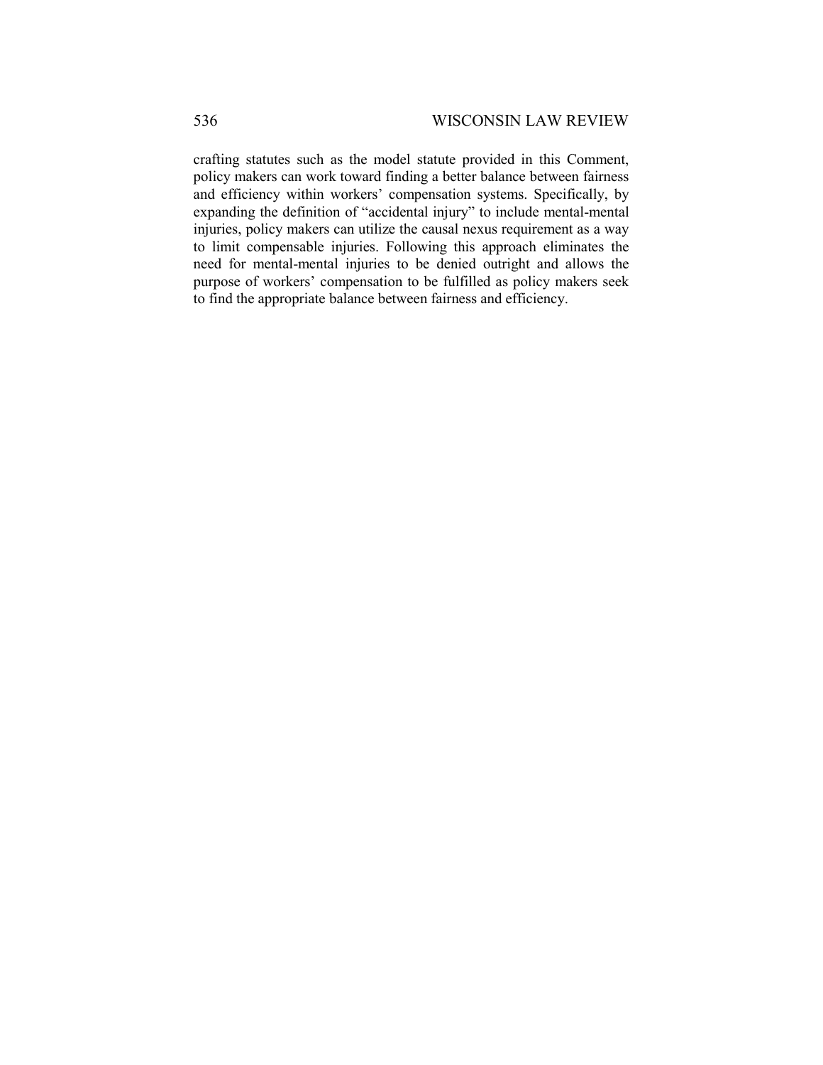crafting statutes such as the model statute provided in this Comment, policy makers can work toward finding a better balance between fairness and efficiency within workers' compensation systems. Specifically, by expanding the definition of "accidental injury" to include mental-mental injuries, policy makers can utilize the causal nexus requirement as a way to limit compensable injuries. Following this approach eliminates the need for mental-mental injuries to be denied outright and allows the purpose of workers' compensation to be fulfilled as policy makers seek to find the appropriate balance between fairness and efficiency.